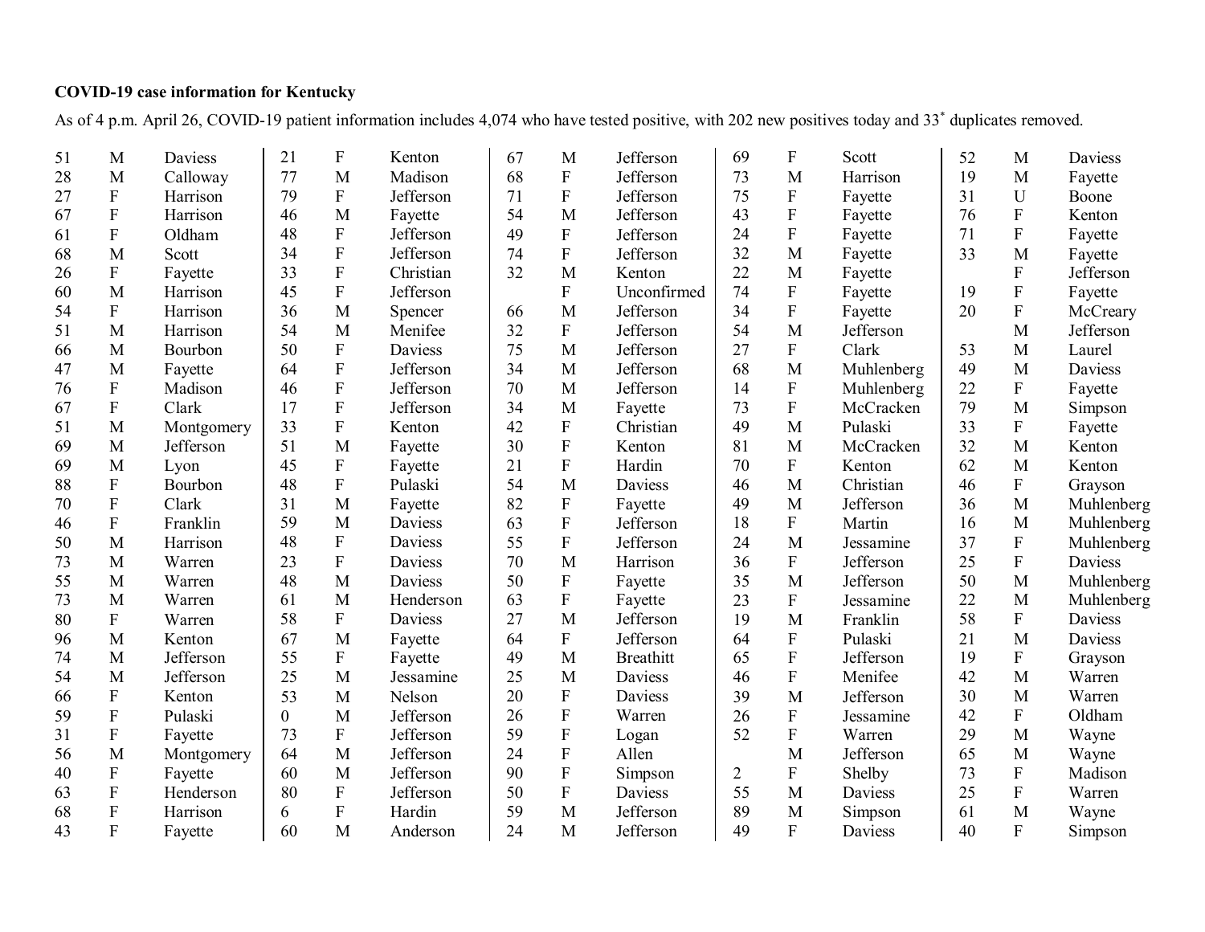**COVID-19 case information for Kentucky**

As of 4 p.m. April 26, COVID-19 patient information includes 4,074 who have tested positive, with 202 new positives today and 33* duplicates removed.

| Age | Sex | County |
|---|---|---|
| 51 | M | Daviess |
| 28 | M | Calloway |
| 27 | F | Harrison |
| 67 | F | Harrison |
| 61 | F | Oldham |
| 68 | M | Scott |
| 26 | F | Fayette |
| 60 | M | Harrison |
| 54 | F | Harrison |
| 51 | M | Harrison |
| 66 | M | Bourbon |
| 47 | M | Fayette |
| 76 | F | Madison |
| 67 | F | Clark |
| 51 | M | Montgomery |
| 69 | M | Jefferson |
| 69 | M | Lyon |
| 88 | F | Bourbon |
| 70 | F | Clark |
| 46 | F | Franklin |
| 50 | M | Harrison |
| 73 | M | Warren |
| 55 | M | Warren |
| 73 | M | Warren |
| 80 | F | Warren |
| 96 | M | Kenton |
| 74 | M | Jefferson |
| 54 | M | Jefferson |
| 66 | F | Kenton |
| 59 | F | Pulaski |
| 31 | F | Fayette |
| 56 | M | Montgomery |
| 40 | F | Fayette |
| 63 | F | Henderson |
| 68 | F | Harrison |
| 43 | F | Fayette |
| 21 | F | Kenton |
| 77 | M | Madison |
| 79 | F | Jefferson |
| 46 | M | Fayette |
| 48 | F | Jefferson |
| 34 | F | Jefferson |
| 33 | F | Christian |
| 45 | F | Jefferson |
| 36 | M | Spencer |
| 54 | M | Menifee |
| 50 | F | Daviess |
| 64 | F | Jefferson |
| 46 | F | Jefferson |
| 17 | F | Jefferson |
| 33 | F | Kenton |
| 51 | M | Fayette |
| 45 | F | Fayette |
| 48 | F | Pulaski |
| 31 | M | Fayette |
| 59 | M | Daviess |
| 48 | F | Daviess |
| 23 | F | Daviess |
| 48 | M | Daviess |
| 61 | M | Henderson |
| 58 | F | Daviess |
| 67 | M | Fayette |
| 55 | F | Fayette |
| 25 | M | Jessamine |
| 53 | M | Nelson |
| 0 | M | Jefferson |
| 73 | F | Jefferson |
| 64 | M | Jefferson |
| 60 | M | Jefferson |
| 80 | F | Jefferson |
| 6 | F | Hardin |
| 60 | M | Anderson |
| 67 | M | Jefferson |
| 68 | F | Jefferson |
| 71 | F | Jefferson |
| 54 | M | Jefferson |
| 49 | F | Jefferson |
| 74 | F | Jefferson |
| 32 | M | Kenton |
| | F | Unconfirmed |
| 66 | M | Jefferson |
| 32 | F | Jefferson |
| 75 | M | Jefferson |
| 34 | M | Jefferson |
| 70 | M | Jefferson |
| 34 | M | Fayette |
| 42 | F | Christian |
| 30 | F | Kenton |
| 21 | F | Hardin |
| 54 | M | Daviess |
| 82 | F | Fayette |
| 63 | F | Jefferson |
| 55 | F | Jefferson |
| 70 | M | Harrison |
| 50 | F | Fayette |
| 63 | F | Fayette |
| 27 | M | Jefferson |
| 64 | F | Jefferson |
| 49 | M | Breathitt |
| 25 | M | Daviess |
| 20 | F | Daviess |
| 26 | F | Warren |
| 59 | F | Logan |
| 24 | F | Allen |
| 90 | F | Simpson |
| 50 | F | Daviess |
| 59 | M | Jefferson |
| 24 | M | Jefferson |
| 69 | F | Scott |
| 73 | M | Harrison |
| 75 | F | Fayette |
| 43 | F | Fayette |
| 24 | F | Fayette |
| 32 | M | Fayette |
| 22 | M | Fayette |
| 74 | F | Fayette |
| 34 | F | Fayette |
| 54 | M | Jefferson |
| 27 | F | Clark |
| 68 | M | Muhlenberg |
| 14 | F | Muhlenberg |
| 73 | F | McCracken |
| 49 | M | Pulaski |
| 81 | M | McCracken |
| 70 | F | Kenton |
| 46 | M | Christian |
| 49 | M | Jefferson |
| 18 | F | Martin |
| 24 | M | Jessamine |
| 36 | F | Jefferson |
| 35 | M | Jefferson |
| 23 | F | Jessamine |
| 19 | M | Franklin |
| 64 | F | Pulaski |
| 65 | F | Jefferson |
| 46 | F | Menifee |
| 39 | M | Jefferson |
| 26 | F | Jessamine |
| 52 | F | Warren |
| | M | Jefferson |
| 2 | F | Shelby |
| 55 | M | Daviess |
| 89 | M | Simpson |
| 49 | F | Daviess |
| 52 | M | Daviess |
| 19 | M | Fayette |
| 31 | U | Boone |
| 76 | F | Kenton |
| 71 | F | Fayette |
| 33 | M | Fayette |
| | F | Jefferson |
| 19 | F | Fayette |
| 20 | F | McCreary |
| | M | Jefferson |
| 53 | M | Laurel |
| 49 | M | Daviess |
| 22 | F | Fayette |
| 79 | M | Simpson |
| 33 | F | Fayette |
| 32 | M | Kenton |
| 62 | M | Kenton |
| 46 | F | Grayson |
| 36 | M | Muhlenberg |
| 16 | M | Muhlenberg |
| 37 | F | Muhlenberg |
| 25 | F | Daviess |
| 50 | M | Muhlenberg |
| 22 | M | Muhlenberg |
| 58 | F | Daviess |
| 21 | M | Daviess |
| 19 | F | Grayson |
| 42 | M | Warren |
| 30 | M | Warren |
| 42 | F | Oldham |
| 29 | M | Wayne |
| 65 | M | Wayne |
| 73 | F | Madison |
| 25 | F | Warren |
| 61 | M | Wayne |
| 40 | F | Simpson |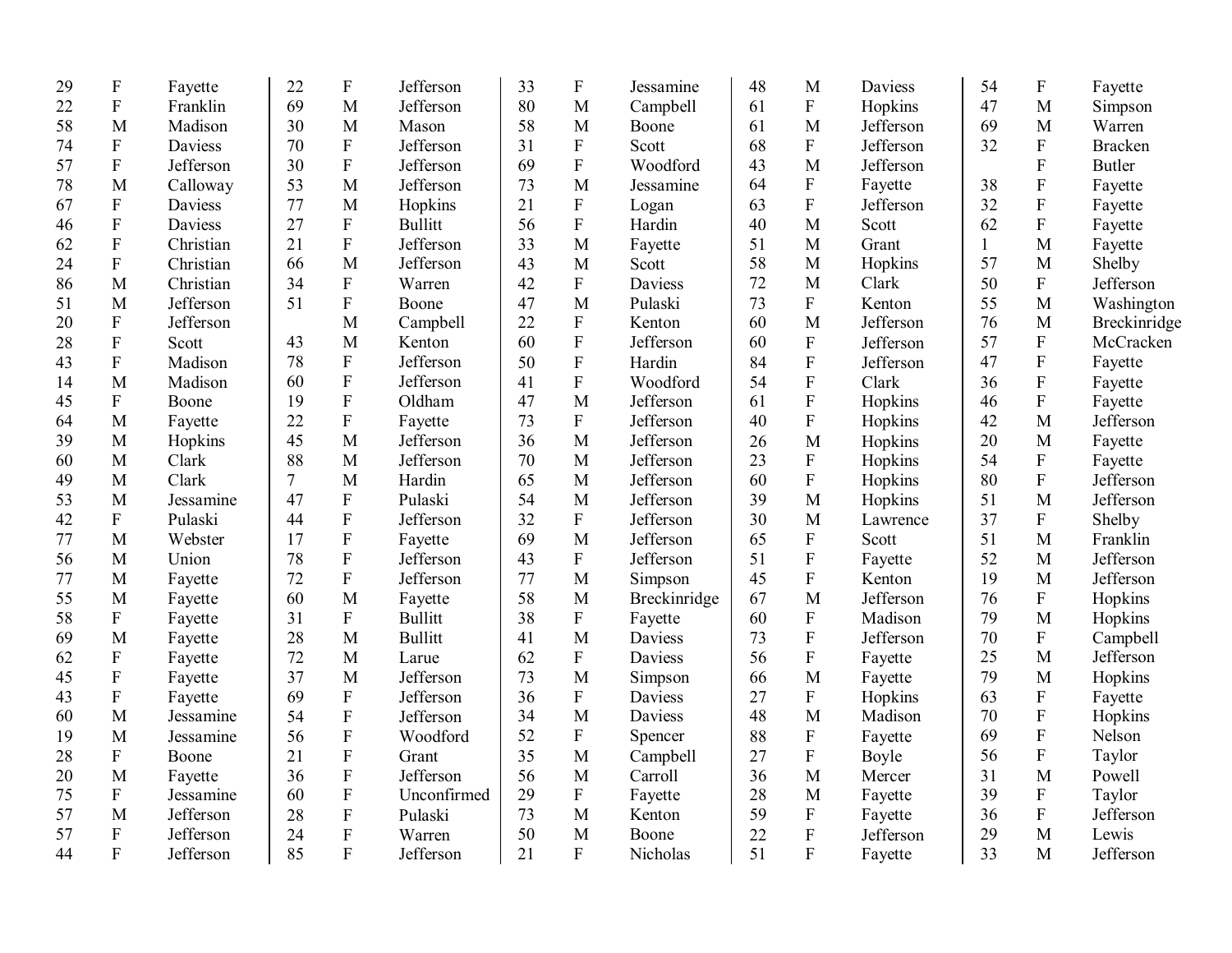| | | |
|---|---|---|
| 29 | F | Fayette |
| 22 | F | Franklin |
| 58 | M | Madison |
| 74 | F | Daviess |
| 57 | F | Jefferson |
| 78 | M | Calloway |
| 67 | F | Daviess |
| 46 | F | Daviess |
| 62 | F | Christian |
| 24 | F | Christian |
| 86 | M | Christian |
| 51 | M | Jefferson |
| 20 | F | Jefferson |
| 28 | F | Scott |
| 43 | F | Madison |
| 14 | M | Madison |
| 45 | F | Boone |
| 64 | M | Fayette |
| 39 | M | Hopkins |
| 60 | M | Clark |
| 49 | M | Clark |
| 53 | M | Jessamine |
| 42 | F | Pulaski |
| 77 | M | Webster |
| 56 | M | Union |
| 77 | M | Fayette |
| 55 | M | Fayette |
| 58 | F | Fayette |
| 69 | M | Fayette |
| 62 | F | Fayette |
| 45 | F | Fayette |
| 43 | F | Fayette |
| 60 | M | Jessamine |
| 19 | M | Jessamine |
| 28 | F | Boone |
| 20 | M | Fayette |
| 75 | F | Jessamine |
| 57 | M | Jefferson |
| 57 | F | Jefferson |
| 44 | F | Jefferson |
| 22 | F | Jefferson |
| 69 | M | Jefferson |
| 30 | M | Mason |
| 70 | F | Jefferson |
| 30 | F | Jefferson |
| 53 | M | Jefferson |
| 77 | M | Hopkins |
| 27 | F | Bullitt |
| 21 | F | Jefferson |
| 66 | M | Jefferson |
| 34 | F | Warren |
| 51 | F | Boone |
| | M | Campbell |
| 43 | M | Kenton |
| 78 | F | Jefferson |
| 60 | F | Jefferson |
| 19 | F | Oldham |
| 22 | F | Fayette |
| 45 | M | Jefferson |
| 88 | M | Jefferson |
| 7 | M | Hardin |
| 47 | F | Pulaski |
| 44 | F | Jefferson |
| 17 | F | Fayette |
| 78 | F | Jefferson |
| 72 | F | Jefferson |
| 60 | M | Fayette |
| 31 | F | Bullitt |
| 28 | M | Bullitt |
| 72 | M | Larue |
| 37 | M | Jefferson |
| 69 | F | Jefferson |
| 54 | F | Jefferson |
| 56 | F | Woodford |
| 21 | F | Grant |
| 36 | F | Jefferson |
| 60 | F | Unconfirmed |
| 28 | F | Pulaski |
| 24 | F | Warren |
| 85 | F | Jefferson |
| 33 | F | Jessamine |
| 80 | M | Campbell |
| 58 | M | Boone |
| 31 | F | Scott |
| 69 | F | Woodford |
| 73 | M | Jessamine |
| 21 | F | Logan |
| 56 | F | Hardin |
| 33 | M | Fayette |
| 43 | M | Scott |
| 42 | F | Daviess |
| 47 | M | Pulaski |
| 22 | F | Kenton |
| 60 | F | Jefferson |
| 50 | F | Hardin |
| 41 | F | Woodford |
| 47 | M | Jefferson |
| 73 | F | Jefferson |
| 36 | M | Jefferson |
| 70 | M | Jefferson |
| 65 | M | Jefferson |
| 54 | M | Jefferson |
| 32 | F | Jefferson |
| 69 | M | Jefferson |
| 43 | F | Jefferson |
| 77 | M | Simpson |
| 58 | M | Breckinridge |
| 38 | F | Fayette |
| 41 | M | Daviess |
| 62 | F | Daviess |
| 73 | M | Simpson |
| 36 | F | Daviess |
| 34 | M | Daviess |
| 52 | F | Spencer |
| 35 | M | Campbell |
| 56 | M | Carroll |
| 29 | F | Fayette |
| 73 | M | Kenton |
| 50 | M | Boone |
| 21 | F | Nicholas |
| 48 | M | Daviess |
| 61 | F | Hopkins |
| 61 | M | Jefferson |
| 68 | F | Jefferson |
| 43 | M | Jefferson |
| 64 | F | Fayette |
| 63 | F | Jefferson |
| 40 | M | Scott |
| 51 | M | Grant |
| 58 | M | Hopkins |
| 72 | M | Clark |
| 73 | F | Kenton |
| 60 | M | Jefferson |
| 60 | F | Jefferson |
| 84 | F | Jefferson |
| 54 | F | Clark |
| 61 | F | Hopkins |
| 40 | F | Hopkins |
| 26 | M | Hopkins |
| 23 | F | Hopkins |
| 60 | F | Hopkins |
| 39 | M | Hopkins |
| 30 | M | Lawrence |
| 65 | F | Scott |
| 51 | F | Fayette |
| 45 | F | Kenton |
| 67 | M | Jefferson |
| 60 | F | Madison |
| 73 | F | Jefferson |
| 56 | F | Fayette |
| 66 | M | Fayette |
| 27 | F | Hopkins |
| 48 | M | Madison |
| 88 | F | Fayette |
| 27 | F | Boyle |
| 36 | M | Mercer |
| 28 | M | Fayette |
| 59 | F | Fayette |
| 22 | F | Jefferson |
| 51 | F | Fayette |
| 54 | F | Fayette |
| 47 | M | Simpson |
| 69 | M | Warren |
| 32 | F | Bracken |
| | F | Butler |
| 38 | F | Fayette |
| 32 | F | Fayette |
| 62 | F | Fayette |
| 1 | M | Fayette |
| 57 | M | Shelby |
| 50 | F | Jefferson |
| 55 | M | Washington |
| 76 | M | Breckinridge |
| 57 | F | McCracken |
| 47 | F | Fayette |
| 36 | F | Fayette |
| 46 | F | Fayette |
| 42 | M | Jefferson |
| 20 | M | Fayette |
| 54 | F | Fayette |
| 80 | F | Jefferson |
| 51 | M | Jefferson |
| 37 | F | Shelby |
| 51 | M | Franklin |
| 52 | M | Jefferson |
| 19 | M | Jefferson |
| 76 | F | Hopkins |
| 79 | M | Hopkins |
| 70 | F | Campbell |
| 25 | M | Jefferson |
| 79 | M | Hopkins |
| 63 | F | Fayette |
| 70 | F | Hopkins |
| 69 | F | Nelson |
| 56 | F | Taylor |
| 31 | M | Powell |
| 39 | F | Taylor |
| 36 | F | Jefferson |
| 29 | M | Lewis |
| 33 | M | Jefferson |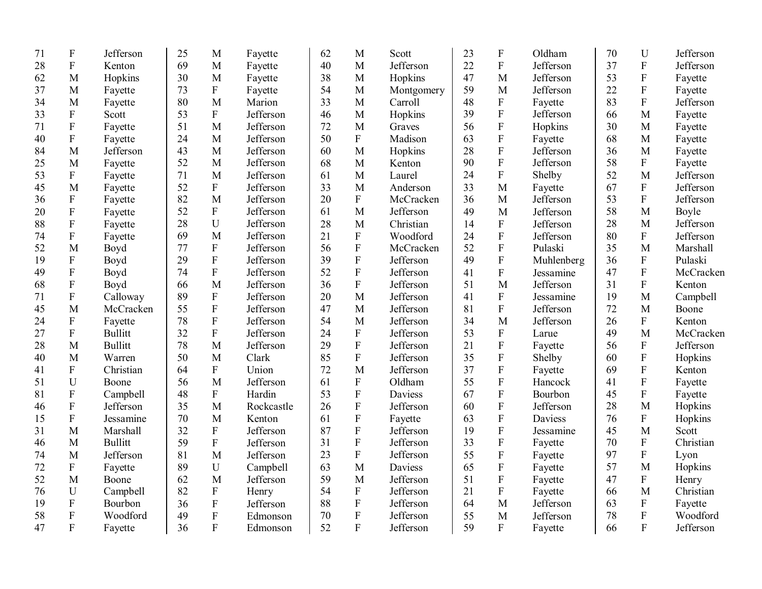| | | | | | | | | | | | | | | |
|---|---|---|---|---|---|---|---|---|---|---|---|---|---|---|
| 71 | F | Jefferson | 25 | M | Fayette | 62 | M | Scott | 23 | F | Oldham | 70 | U | Jefferson |
| 28 | F | Kenton | 69 | M | Fayette | 40 | M | Jefferson | 22 | F | Jefferson | 37 | F | Jefferson |
| 62 | M | Hopkins | 30 | M | Fayette | 38 | M | Hopkins | 47 | M | Jefferson | 53 | F | Fayette |
| 37 | M | Fayette | 73 | F | Fayette | 54 | M | Montgomery | 59 | M | Jefferson | 22 | F | Fayette |
| 34 | M | Fayette | 80 | M | Marion | 33 | M | Carroll | 48 | F | Fayette | 83 | F | Jefferson |
| 33 | F | Scott | 53 | F | Jefferson | 46 | M | Hopkins | 39 | F | Jefferson | 66 | M | Fayette |
| 71 | F | Fayette | 51 | M | Jefferson | 72 | M | Graves | 56 | F | Hopkins | 30 | M | Fayette |
| 40 | F | Fayette | 24 | M | Jefferson | 50 | F | Madison | 63 | F | Fayette | 68 | M | Fayette |
| 84 | M | Jefferson | 43 | M | Jefferson | 60 | M | Hopkins | 28 | F | Jefferson | 36 | M | Fayette |
| 25 | M | Fayette | 52 | M | Jefferson | 68 | M | Kenton | 90 | F | Jefferson | 58 | F | Fayette |
| 53 | F | Fayette | 71 | M | Jefferson | 61 | M | Laurel | 24 | F | Shelby | 52 | M | Jefferson |
| 45 | M | Fayette | 52 | F | Jefferson | 33 | M | Anderson | 33 | M | Fayette | 67 | F | Jefferson |
| 36 | F | Fayette | 82 | M | Jefferson | 20 | F | McCracken | 36 | M | Jefferson | 53 | F | Jefferson |
| 20 | F | Fayette | 52 | F | Jefferson | 61 | M | Jefferson | 49 | M | Jefferson | 58 | M | Boyle |
| 88 | F | Fayette | 28 | U | Jefferson | 28 | M | Christian | 14 | F | Jefferson | 28 | M | Jefferson |
| 74 | F | Fayette | 69 | M | Jefferson | 21 | F | Woodford | 24 | F | Jefferson | 80 | F | Jefferson |
| 52 | M | Boyd | 77 | F | Jefferson | 56 | F | McCracken | 52 | F | Pulaski | 35 | M | Marshall |
| 19 | F | Boyd | 29 | F | Jefferson | 39 | F | Jefferson | 49 | F | Muhlenberg | 36 | F | Pulaski |
| 49 | F | Boyd | 74 | F | Jefferson | 52 | F | Jefferson | 41 | F | Jessamine | 47 | F | McCracken |
| 68 | F | Boyd | 66 | M | Jefferson | 36 | F | Jefferson | 51 | M | Jefferson | 31 | F | Kenton |
| 71 | F | Calloway | 89 | F | Jefferson | 20 | M | Jefferson | 41 | F | Jessamine | 19 | M | Campbell |
| 45 | M | McCracken | 55 | F | Jefferson | 47 | M | Jefferson | 81 | F | Jefferson | 72 | M | Boone |
| 24 | F | Fayette | 78 | F | Jefferson | 54 | M | Jefferson | 34 | M | Jefferson | 26 | F | Kenton |
| 27 | F | Bullitt | 32 | F | Jefferson | 24 | F | Jefferson | 53 | F | Larue | 49 | M | McCracken |
| 28 | M | Bullitt | 78 | M | Jefferson | 29 | F | Jefferson | 21 | F | Fayette | 56 | F | Jefferson |
| 40 | M | Warren | 50 | M | Clark | 85 | F | Jefferson | 35 | F | Shelby | 60 | F | Hopkins |
| 41 | F | Christian | 64 | F | Union | 72 | M | Jefferson | 37 | F | Fayette | 69 | F | Kenton |
| 51 | U | Boone | 56 | M | Jefferson | 61 | F | Oldham | 55 | F | Hancock | 41 | F | Fayette |
| 81 | F | Campbell | 48 | F | Hardin | 53 | F | Daviess | 67 | F | Bourbon | 45 | F | Fayette |
| 46 | F | Jefferson | 35 | M | Rockcastle | 26 | F | Jefferson | 60 | F | Jefferson | 28 | M | Hopkins |
| 15 | F | Jessamine | 70 | M | Kenton | 61 | F | Fayette | 63 | F | Daviess | 76 | F | Hopkins |
| 31 | M | Marshall | 32 | F | Jefferson | 87 | F | Jefferson | 19 | F | Jessamine | 45 | M | Scott |
| 46 | M | Bullitt | 59 | F | Jefferson | 31 | F | Jefferson | 33 | F | Fayette | 70 | F | Christian |
| 74 | M | Jefferson | 81 | M | Jefferson | 23 | F | Jefferson | 55 | F | Fayette | 97 | F | Lyon |
| 72 | F | Fayette | 89 | U | Campbell | 63 | M | Daviess | 65 | F | Fayette | 57 | M | Hopkins |
| 52 | M | Boone | 62 | M | Jefferson | 59 | M | Jefferson | 51 | F | Fayette | 47 | F | Henry |
| 76 | U | Campbell | 82 | F | Henry | 54 | F | Jefferson | 21 | F | Fayette | 66 | M | Christian |
| 19 | F | Bourbon | 36 | F | Jefferson | 88 | F | Jefferson | 64 | M | Jefferson | 63 | F | Fayette |
| 58 | F | Woodford | 49 | F | Edmonson | 70 | F | Jefferson | 55 | M | Jefferson | 78 | F | Woodford |
| 47 | F | Fayette | 36 | F | Edmonson | 52 | F | Jefferson | 59 | F | Fayette | 66 | F | Jefferson |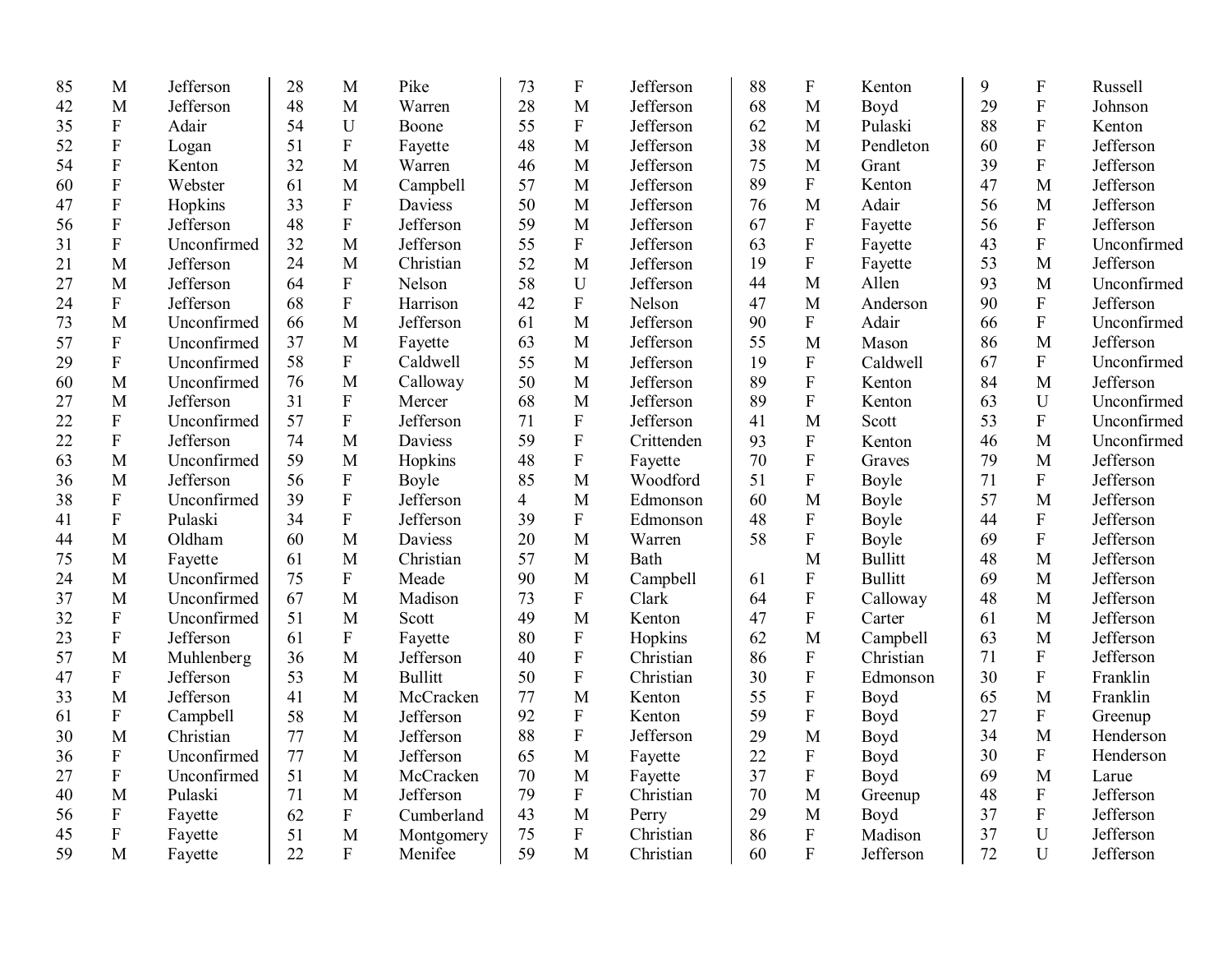| | | |
|---|---|---|
| 85 | M | Jefferson |
| 42 | M | Jefferson |
| 35 | F | Adair |
| 52 | F | Logan |
| 54 | F | Kenton |
| 60 | F | Webster |
| 47 | F | Hopkins |
| 56 | F | Jefferson |
| 31 | F | Unconfirmed |
| 21 | M | Jefferson |
| 27 | M | Jefferson |
| 24 | F | Jefferson |
| 73 | M | Unconfirmed |
| 57 | F | Unconfirmed |
| 29 | F | Unconfirmed |
| 60 | M | Unconfirmed |
| 27 | M | Jefferson |
| 22 | F | Unconfirmed |
| 22 | F | Jefferson |
| 63 | M | Unconfirmed |
| 36 | M | Jefferson |
| 38 | F | Unconfirmed |
| 41 | F | Pulaski |
| 44 | M | Oldham |
| 75 | M | Fayette |
| 24 | M | Unconfirmed |
| 37 | M | Unconfirmed |
| 32 | F | Unconfirmed |
| 23 | F | Jefferson |
| 57 | M | Muhlenberg |
| 47 | F | Jefferson |
| 33 | M | Jefferson |
| 61 | F | Campbell |
| 30 | M | Christian |
| 36 | F | Unconfirmed |
| 27 | F | Unconfirmed |
| 40 | M | Pulaski |
| 56 | F | Fayette |
| 45 | F | Fayette |
| 59 | M | Fayette |
| 28 | M | Pike |
| 48 | M | Warren |
| 54 | U | Boone |
| 51 | F | Fayette |
| 32 | M | Warren |
| 61 | M | Campbell |
| 33 | F | Daviess |
| 48 | F | Jefferson |
| 32 | M | Jefferson |
| 24 | M | Christian |
| 64 | F | Nelson |
| 68 | F | Harrison |
| 66 | M | Jefferson |
| 37 | M | Fayette |
| 58 | F | Caldwell |
| 76 | M | Calloway |
| 31 | F | Mercer |
| 57 | F | Jefferson |
| 74 | M | Daviess |
| 59 | M | Hopkins |
| 56 | F | Boyle |
| 39 | F | Jefferson |
| 34 | F | Jefferson |
| 60 | M | Daviess |
| 61 | M | Christian |
| 75 | F | Meade |
| 67 | M | Madison |
| 51 | M | Scott |
| 61 | F | Fayette |
| 36 | M | Jefferson |
| 53 | M | Bullitt |
| 41 | M | McCracken |
| 58 | M | Jefferson |
| 77 | M | Jefferson |
| 77 | M | Jefferson |
| 51 | M | McCracken |
| 71 | M | Jefferson |
| 62 | F | Cumberland |
| 51 | M | Montgomery |
| 22 | F | Menifee |
| 73 | F | Jefferson |
| 28 | M | Jefferson |
| 55 | F | Jefferson |
| 48 | M | Jefferson |
| 46 | M | Jefferson |
| 57 | M | Jefferson |
| 50 | M | Jefferson |
| 59 | M | Jefferson |
| 55 | F | Jefferson |
| 52 | M | Jefferson |
| 58 | U | Jefferson |
| 42 | F | Nelson |
| 61 | M | Jefferson |
| 63 | M | Jefferson |
| 55 | M | Jefferson |
| 50 | M | Jefferson |
| 68 | M | Jefferson |
| 71 | F | Jefferson |
| 59 | F | Crittenden |
| 48 | F | Fayette |
| 85 | M | Woodford |
| 4 | M | Edmonson |
| 39 | F | Edmonson |
| 20 | M | Warren |
| 57 | M | Bath |
| 90 | M | Campbell |
| 73 | F | Clark |
| 49 | M | Kenton |
| 80 | F | Hopkins |
| 40 | F | Christian |
| 50 | F | Christian |
| 77 | M | Kenton |
| 92 | F | Kenton |
| 88 | F | Jefferson |
| 65 | M | Fayette |
| 70 | M | Fayette |
| 79 | F | Christian |
| 43 | M | Perry |
| 75 | F | Christian |
| 59 | M | Christian |
| 88 | F | Kenton |
| 68 | M | Boyd |
| 62 | M | Pulaski |
| 38 | M | Pendleton |
| 75 | M | Grant |
| 89 | F | Kenton |
| 76 | M | Adair |
| 67 | F | Fayette |
| 63 | F | Fayette |
| 19 | F | Fayette |
| 44 | M | Allen |
| 47 | M | Anderson |
| 90 | F | Adair |
| 55 | M | Mason |
| 19 | F | Caldwell |
| 89 | F | Kenton |
| 89 | F | Kenton |
| 41 | M | Scott |
| 93 | F | Kenton |
| 70 | F | Graves |
| 51 | F | Boyle |
| 60 | M | Boyle |
| 48 | F | Boyle |
| 58 | F | Boyle |
| | M | Bullitt |
| 61 | F | Bullitt |
| 64 | F | Calloway |
| 47 | F | Carter |
| 62 | M | Campbell |
| 86 | F | Christian |
| 30 | F | Edmonson |
| 55 | F | Boyd |
| 59 | F | Boyd |
| 29 | M | Boyd |
| 22 | F | Boyd |
| 37 | F | Boyd |
| 70 | M | Greenup |
| 29 | M | Boyd |
| 86 | F | Madison |
| 60 | F | Jefferson |
| 9 | F | Russell |
| 29 | F | Johnson |
| 88 | F | Kenton |
| 60 | F | Jefferson |
| 39 | F | Jefferson |
| 47 | M | Jefferson |
| 56 | M | Jefferson |
| 56 | F | Jefferson |
| 43 | F | Unconfirmed |
| 53 | M | Jefferson |
| 93 | M | Unconfirmed |
| 90 | F | Jefferson |
| 66 | F | Unconfirmed |
| 86 | M | Jefferson |
| 67 | F | Unconfirmed |
| 84 | M | Jefferson |
| 63 | U | Unconfirmed |
| 53 | F | Unconfirmed |
| 46 | M | Unconfirmed |
| 79 | M | Jefferson |
| 71 | F | Jefferson |
| 57 | M | Jefferson |
| 44 | F | Jefferson |
| 69 | F | Jefferson |
| 48 | M | Jefferson |
| 69 | M | Jefferson |
| 48 | M | Jefferson |
| 61 | M | Jefferson |
| 63 | M | Jefferson |
| 71 | F | Jefferson |
| 30 | F | Franklin |
| 65 | M | Franklin |
| 27 | F | Greenup |
| 34 | M | Henderson |
| 30 | F | Henderson |
| 69 | M | Larue |
| 48 | F | Jefferson |
| 37 | F | Jefferson |
| 37 | U | Jefferson |
| 72 | U | Jefferson |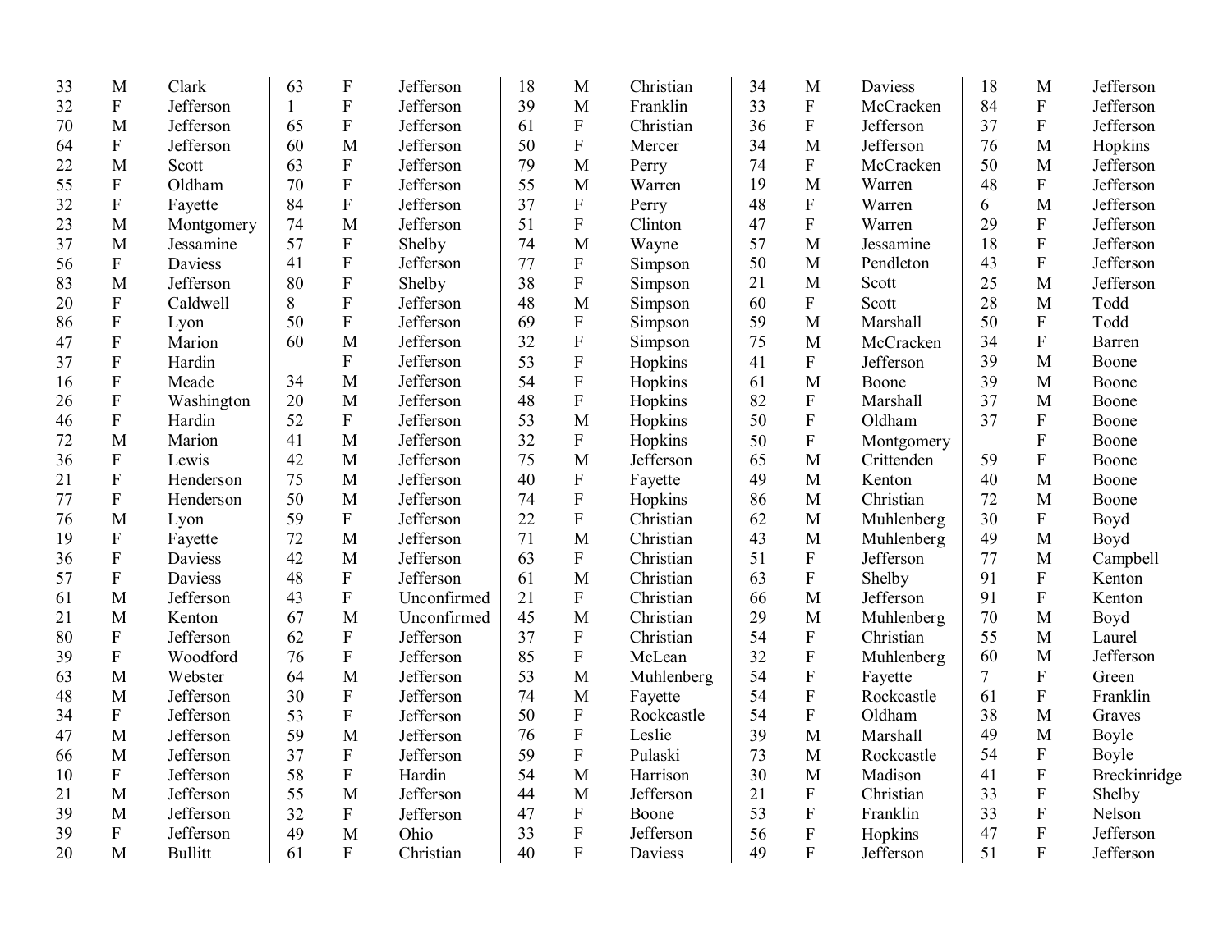| Age | Sex | County | Age | Sex | County | Age | Sex | County | Age | Sex | County | Age | Sex | County |
|---|---|---|---|---|---|---|---|---|---|---|---|---|---|---|
| 33 | M | Clark | 63 | F | Jefferson | 18 | M | Christian | 34 | M | Daviess | 18 | M | Jefferson |
| 32 | F | Jefferson | 1 | F | Jefferson | 39 | M | Franklin | 33 | F | McCracken | 84 | F | Jefferson |
| 70 | M | Jefferson | 65 | F | Jefferson | 61 | F | Christian | 36 | F | Jefferson | 37 | F | Jefferson |
| 64 | F | Jefferson | 60 | M | Jefferson | 50 | F | Mercer | 34 | M | Jefferson | 76 | M | Hopkins |
| 22 | M | Scott | 63 | F | Jefferson | 79 | M | Perry | 74 | F | McCracken | 50 | M | Jefferson |
| 55 | F | Oldham | 70 | F | Jefferson | 55 | M | Warren | 19 | M | Warren | 48 | F | Jefferson |
| 32 | F | Fayette | 84 | F | Jefferson | 37 | F | Perry | 48 | F | Warren | 6 | M | Jefferson |
| 23 | M | Montgomery | 74 | M | Jefferson | 51 | F | Clinton | 47 | F | Warren | 29 | F | Jefferson |
| 37 | M | Jessamine | 57 | F | Shelby | 74 | M | Wayne | 57 | M | Jessamine | 18 | F | Jefferson |
| 56 | F | Daviess | 41 | F | Jefferson | 77 | F | Simpson | 50 | M | Pendleton | 43 | F | Jefferson |
| 83 | M | Jefferson | 80 | F | Shelby | 38 | F | Simpson | 21 | M | Scott | 25 | M | Jefferson |
| 20 | F | Caldwell | 8 | F | Jefferson | 48 | M | Simpson | 60 | F | Scott | 28 | M | Todd |
| 86 | F | Lyon | 50 | F | Jefferson | 69 | F | Simpson | 59 | M | Marshall | 50 | F | Todd |
| 47 | F | Marion | 60 | M | Jefferson | 32 | F | Simpson | 75 | M | McCracken | 34 | F | Barren |
| 37 | F | Hardin | | F | Jefferson | 53 | F | Hopkins | 41 | F | Jefferson | 39 | M | Boone |
| 16 | F | Meade | 34 | M | Jefferson | 54 | F | Hopkins | 61 | M | Boone | 39 | M | Boone |
| 26 | F | Washington | 20 | M | Jefferson | 48 | F | Hopkins | 82 | F | Marshall | 37 | M | Boone |
| 46 | F | Hardin | 52 | F | Jefferson | 53 | M | Hopkins | 50 | F | Oldham | 37 | F | Boone |
| 72 | M | Marion | 41 | M | Jefferson | 32 | F | Hopkins | 50 | F | Montgomery | | F | Boone |
| 36 | F | Lewis | 42 | M | Jefferson | 75 | M | Jefferson | 65 | M | Crittenden | 59 | F | Boone |
| 21 | F | Henderson | 75 | M | Jefferson | 40 | F | Fayette | 49 | M | Kenton | 40 | M | Boone |
| 77 | F | Henderson | 50 | M | Jefferson | 74 | F | Hopkins | 86 | M | Christian | 72 | M | Boone |
| 76 | M | Lyon | 59 | F | Jefferson | 22 | F | Christian | 62 | M | Muhlenberg | 30 | F | Boyd |
| 19 | F | Fayette | 72 | M | Jefferson | 71 | M | Christian | 43 | M | Muhlenberg | 49 | M | Boyd |
| 36 | F | Daviess | 42 | M | Jefferson | 63 | F | Christian | 51 | F | Jefferson | 77 | M | Campbell |
| 57 | F | Daviess | 48 | F | Jefferson | 61 | M | Christian | 63 | F | Shelby | 91 | F | Kenton |
| 61 | M | Jefferson | 43 | F | Unconfirmed | 21 | F | Christian | 66 | M | Jefferson | 91 | F | Kenton |
| 21 | M | Kenton | 67 | M | Unconfirmed | 45 | M | Christian | 29 | M | Muhlenberg | 70 | M | Boyd |
| 80 | F | Jefferson | 62 | F | Jefferson | 37 | F | Christian | 54 | F | Christian | 55 | M | Laurel |
| 39 | F | Woodford | 76 | F | Jefferson | 85 | F | McLean | 32 | F | Muhlenberg | 60 | M | Jefferson |
| 63 | M | Webster | 64 | M | Jefferson | 53 | M | Muhlenberg | 54 | F | Fayette | 7 | F | Green |
| 48 | M | Jefferson | 30 | F | Jefferson | 74 | M | Fayette | 54 | F | Rockcastle | 61 | F | Franklin |
| 34 | F | Jefferson | 53 | F | Jefferson | 50 | F | Rockcastle | 54 | F | Oldham | 38 | M | Graves |
| 47 | M | Jefferson | 59 | M | Jefferson | 76 | F | Leslie | 39 | M | Marshall | 49 | M | Boyle |
| 66 | M | Jefferson | 37 | F | Jefferson | 59 | F | Pulaski | 73 | M | Rockcastle | 54 | F | Boyle |
| 10 | F | Jefferson | 58 | F | Hardin | 54 | M | Harrison | 30 | M | Madison | 41 | F | Breckinridge |
| 21 | M | Jefferson | 55 | M | Jefferson | 44 | M | Jefferson | 21 | F | Christian | 33 | F | Shelby |
| 39 | M | Jefferson | 32 | F | Jefferson | 47 | F | Boone | 53 | F | Franklin | 33 | F | Nelson |
| 39 | F | Jefferson | 49 | M | Ohio | 33 | F | Jefferson | 56 | F | Hopkins | 47 | F | Jefferson |
| 20 | M | Bullitt | 61 | F | Christian | 40 | F | Daviess | 49 | F | Jefferson | 51 | F | Jefferson |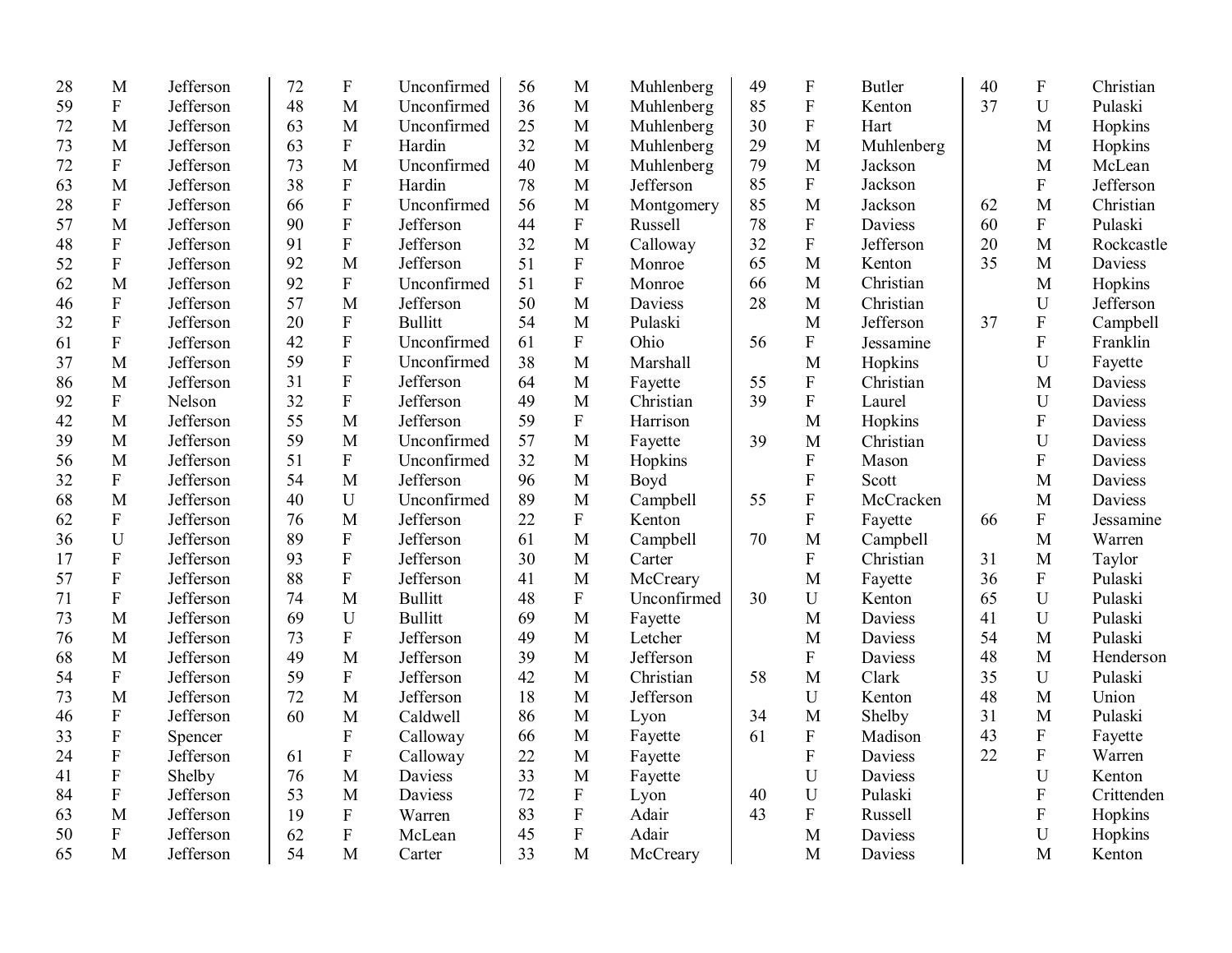| | | | | | | | | | | | | | | |
|---|---|---|---|---|---|---|---|---|---|---|---|---|---|---|
| 28 | M | Jefferson | 72 | F | Unconfirmed | 56 | M | Muhlenberg | 49 | F | Butler | 40 | F | Christian |
| 59 | F | Jefferson | 48 | M | Unconfirmed | 36 | M | Muhlenberg | 85 | F | Kenton | 37 | U | Pulaski |
| 72 | M | Jefferson | 63 | M | Unconfirmed | 25 | M | Muhlenberg | 30 | F | Hart | | M | Hopkins |
| 73 | M | Jefferson | 63 | F | Hardin | 32 | M | Muhlenberg | 29 | M | Muhlenberg | | M | Hopkins |
| 72 | F | Jefferson | 73 | M | Unconfirmed | 40 | M | Muhlenberg | 79 | M | Jackson | | M | McLean |
| 63 | M | Jefferson | 38 | F | Hardin | 78 | M | Jefferson | 85 | F | Jackson | | F | Jefferson |
| 28 | F | Jefferson | 66 | F | Unconfirmed | 56 | M | Montgomery | 85 | M | Jackson | 62 | M | Christian |
| 57 | M | Jefferson | 90 | F | Jefferson | 44 | F | Russell | 78 | F | Daviess | 60 | F | Pulaski |
| 48 | F | Jefferson | 91 | F | Jefferson | 32 | M | Calloway | 32 | F | Jefferson | 20 | M | Rockcastle |
| 52 | F | Jefferson | 92 | M | Jefferson | 51 | F | Monroe | 65 | M | Kenton | 35 | M | Daviess |
| 62 | M | Jefferson | 92 | F | Unconfirmed | 51 | F | Monroe | 66 | M | Christian | | M | Hopkins |
| 46 | F | Jefferson | 57 | M | Jefferson | 50 | M | Daviess | 28 | M | Christian | | U | Jefferson |
| 32 | F | Jefferson | 20 | F | Bullitt | 54 | M | Pulaski | | M | Jefferson | 37 | F | Campbell |
| 61 | F | Jefferson | 42 | F | Unconfirmed | 61 | F | Ohio | 56 | F | Jessamine | | F | Franklin |
| 37 | M | Jefferson | 59 | F | Unconfirmed | 38 | M | Marshall | | M | Hopkins | | U | Fayette |
| 86 | M | Jefferson | 31 | F | Jefferson | 64 | M | Fayette | 55 | F | Christian | | M | Daviess |
| 92 | F | Nelson | 32 | F | Jefferson | 49 | M | Christian | 39 | F | Laurel | | U | Daviess |
| 42 | M | Jefferson | 55 | M | Jefferson | 59 | F | Harrison | | M | Hopkins | | F | Daviess |
| 39 | M | Jefferson | 59 | M | Unconfirmed | 57 | M | Fayette | 39 | M | Christian | | U | Daviess |
| 56 | M | Jefferson | 51 | F | Unconfirmed | 32 | M | Hopkins | | F | Mason | | F | Daviess |
| 32 | F | Jefferson | 54 | M | Jefferson | 96 | M | Boyd | | F | Scott | | M | Daviess |
| 68 | M | Jefferson | 40 | U | Unconfirmed | 89 | M | Campbell | 55 | F | McCracken | | M | Daviess |
| 62 | F | Jefferson | 76 | M | Jefferson | 22 | F | Kenton | | F | Fayette | 66 | F | Jessamine |
| 36 | U | Jefferson | 89 | F | Jefferson | 61 | M | Campbell | 70 | M | Campbell | | M | Warren |
| 17 | F | Jefferson | 93 | F | Jefferson | 30 | M | Carter | | F | Christian | 31 | M | Taylor |
| 57 | F | Jefferson | 88 | F | Jefferson | 41 | M | McCreary | | M | Fayette | 36 | F | Pulaski |
| 71 | F | Jefferson | 74 | M | Bullitt | 48 | F | Unconfirmed | 30 | U | Kenton | 65 | U | Pulaski |
| 73 | M | Jefferson | 69 | U | Bullitt | 69 | M | Fayette | | M | Daviess | 41 | U | Pulaski |
| 76 | M | Jefferson | 73 | F | Jefferson | 49 | M | Letcher | | M | Daviess | 54 | M | Pulaski |
| 68 | M | Jefferson | 49 | M | Jefferson | 39 | M | Jefferson | | F | Daviess | 48 | M | Henderson |
| 54 | F | Jefferson | 59 | F | Jefferson | 42 | M | Christian | 58 | M | Clark | 35 | U | Pulaski |
| 73 | M | Jefferson | 72 | M | Jefferson | 18 | M | Jefferson | | U | Kenton | 48 | M | Union |
| 46 | F | Jefferson | 60 | M | Caldwell | 86 | M | Lyon | 34 | M | Shelby | 31 | M | Pulaski |
| 33 | F | Spencer | | F | Calloway | 66 | M | Fayette | 61 | F | Madison | 43 | F | Fayette |
| 24 | F | Jefferson | 61 | F | Calloway | 22 | M | Fayette | | F | Daviess | 22 | F | Warren |
| 41 | F | Shelby | 76 | M | Daviess | 33 | M | Fayette | | U | Daviess | | U | Kenton |
| 84 | F | Jefferson | 53 | M | Daviess | 72 | F | Lyon | 40 | U | Pulaski | | F | Crittenden |
| 63 | M | Jefferson | 19 | F | Warren | 83 | F | Adair | 43 | F | Russell | | F | Hopkins |
| 50 | F | Jefferson | 62 | F | McLean | 45 | F | Adair | | M | Daviess | | U | Hopkins |
| 65 | M | Jefferson | 54 | M | Carter | 33 | M | McCreary | | M | Daviess | | M | Kenton |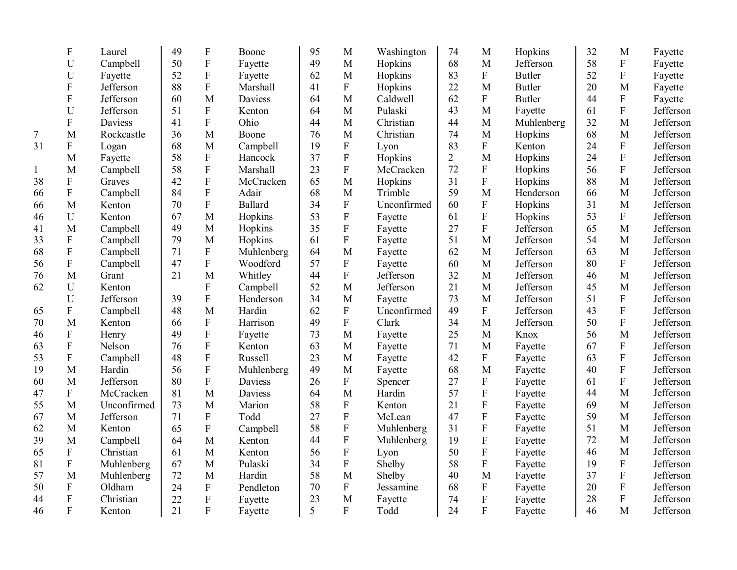| | | | | | | | | | | | | | | |
|---|---|---|---|---|---|---|---|---|---|---|---|---|---|---|
| | F | Laurel | 49 | F | Boone | 95 | M | Washington | 74 | M | Hopkins | 32 | M | Fayette |
| | U | Campbell | 50 | F | Fayette | 49 | M | Hopkins | 68 | M | Jefferson | 58 | F | Fayette |
| | U | Fayette | 52 | F | Fayette | 62 | M | Hopkins | 83 | F | Butler | 52 | F | Fayette |
| | F | Jefferson | 88 | F | Marshall | 41 | F | Hopkins | 22 | M | Butler | 20 | M | Fayette |
| | F | Jefferson | 60 | M | Daviess | 64 | M | Caldwell | 62 | F | Butler | 44 | F | Fayette |
| | U | Jefferson | 51 | F | Kenton | 64 | M | Pulaski | 43 | M | Fayette | 61 | F | Jefferson |
| | F | Daviess | 41 | F | Ohio | 44 | M | Christian | 44 | M | Muhlenberg | 32 | M | Jefferson |
| 7 | M | Rockcastle | 36 | M | Boone | 76 | M | Christian | 74 | M | Hopkins | 68 | M | Jefferson |
| 31 | F | Logan | 68 | M | Campbell | 19 | F | Lyon | 83 | F | Kenton | 24 | F | Jefferson |
| | M | Fayette | 58 | F | Hancock | 37 | F | Hopkins | 2 | M | Hopkins | 24 | F | Jefferson |
| 1 | M | Campbell | 58 | F | Marshall | 23 | F | McCracken | 72 | F | Hopkins | 56 | F | Jefferson |
| 38 | F | Graves | 42 | F | McCracken | 65 | M | Hopkins | 31 | F | Hopkins | 88 | M | Jefferson |
| 66 | F | Campbell | 84 | F | Adair | 68 | M | Trimble | 59 | M | Henderson | 66 | M | Jefferson |
| 66 | M | Kenton | 70 | F | Ballard | 34 | F | Unconfirmed | 60 | F | Hopkins | 31 | M | Jefferson |
| 46 | U | Kenton | 67 | M | Hopkins | 53 | F | Fayette | 61 | F | Hopkins | 53 | F | Jefferson |
| 41 | M | Campbell | 49 | M | Hopkins | 35 | F | Fayette | 27 | F | Jefferson | 65 | M | Jefferson |
| 33 | F | Campbell | 79 | M | Hopkins | 61 | F | Fayette | 51 | M | Jefferson | 54 | M | Jefferson |
| 68 | F | Campbell | 71 | F | Muhlenberg | 64 | M | Fayette | 62 | M | Jefferson | 63 | M | Jefferson |
| 56 | F | Campbell | 47 | F | Woodford | 57 | F | Fayette | 60 | M | Jefferson | 80 | F | Jefferson |
| 76 | M | Grant | 21 | M | Whitley | 44 | F | Jefferson | 32 | M | Jefferson | 46 | M | Jefferson |
| 62 | U | Kenton | | F | Campbell | 52 | M | Jefferson | 21 | M | Jefferson | 45 | M | Jefferson |
| | U | Jefferson | 39 | F | Henderson | 34 | M | Fayette | 73 | M | Jefferson | 51 | F | Jefferson |
| 65 | F | Campbell | 48 | M | Hardin | 62 | F | Unconfirmed | 49 | F | Jefferson | 43 | F | Jefferson |
| 70 | M | Kenton | 66 | F | Harrison | 49 | F | Clark | 34 | M | Jefferson | 50 | F | Jefferson |
| 46 | F | Henry | 49 | F | Fayette | 73 | M | Fayette | 25 | M | Knox | 56 | M | Jefferson |
| 63 | F | Nelson | 76 | F | Kenton | 63 | M | Fayette | 71 | M | Fayette | 67 | F | Jefferson |
| 53 | F | Campbell | 48 | F | Russell | 23 | M | Fayette | 42 | F | Fayette | 63 | F | Jefferson |
| 19 | M | Hardin | 56 | F | Muhlenberg | 49 | M | Fayette | 68 | M | Fayette | 40 | F | Jefferson |
| 60 | M | Jefferson | 80 | F | Daviess | 26 | F | Spencer | 27 | F | Fayette | 61 | F | Jefferson |
| 47 | F | McCracken | 81 | M | Daviess | 64 | M | Hardin | 57 | F | Fayette | 44 | M | Jefferson |
| 55 | M | Unconfirmed | 73 | M | Marion | 58 | F | Kenton | 21 | F | Fayette | 69 | M | Jefferson |
| 67 | M | Jefferson | 71 | F | Todd | 27 | F | McLean | 47 | F | Fayette | 59 | M | Jefferson |
| 62 | M | Kenton | 65 | F | Campbell | 58 | F | Muhlenberg | 31 | F | Fayette | 51 | M | Jefferson |
| 39 | M | Campbell | 64 | M | Kenton | 44 | F | Muhlenberg | 19 | F | Fayette | 72 | M | Jefferson |
| 65 | F | Christian | 61 | M | Kenton | 56 | F | Lyon | 50 | F | Fayette | 46 | M | Jefferson |
| 81 | F | Muhlenberg | 67 | M | Pulaski | 34 | F | Shelby | 58 | F | Fayette | 19 | F | Jefferson |
| 57 | M | Muhlenberg | 72 | M | Hardin | 58 | M | Shelby | 40 | M | Fayette | 37 | F | Jefferson |
| 50 | F | Oldham | 24 | F | Pendleton | 70 | F | Jessamine | 68 | F | Fayette | 20 | F | Jefferson |
| 44 | F | Christian | 22 | F | Fayette | 23 | M | Fayette | 74 | F | Fayette | 28 | F | Jefferson |
| 46 | F | Kenton | 21 | F | Fayette | 5 | F | Todd | 24 | F | Fayette | 46 | M | Jefferson |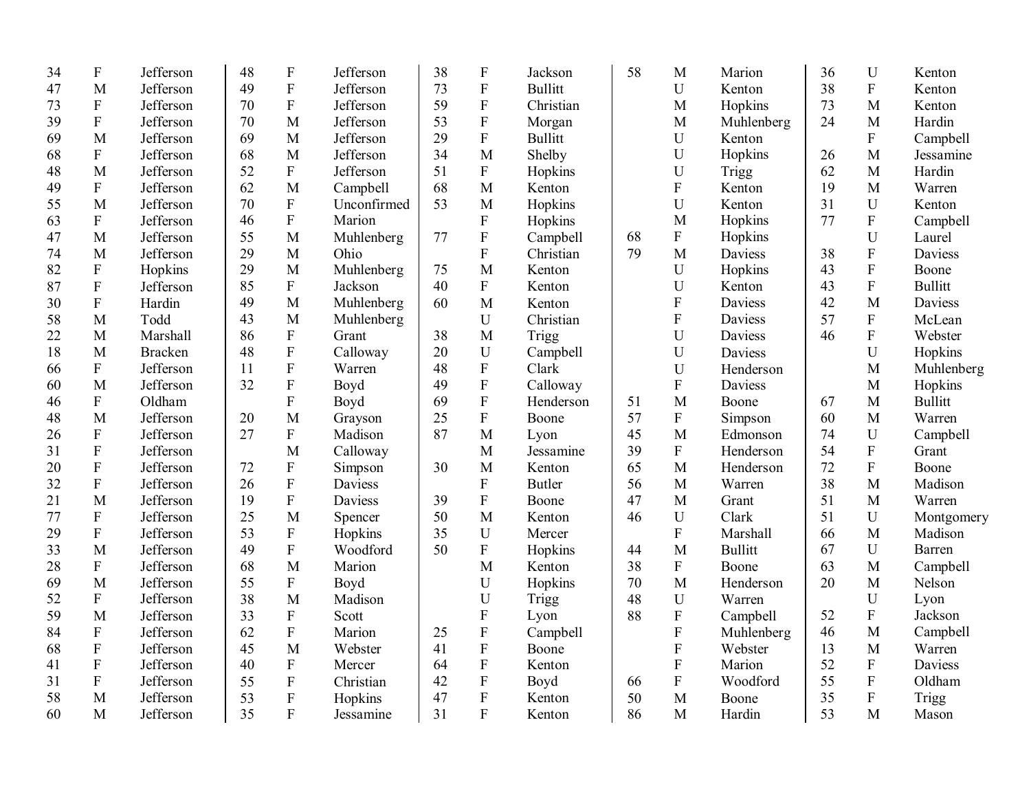| | | |
|---|---|---|
| 34 | F | Jefferson |
| 47 | M | Jefferson |
| 73 | F | Jefferson |
| 39 | F | Jefferson |
| 69 | M | Jefferson |
| 68 | F | Jefferson |
| 48 | M | Jefferson |
| 49 | F | Jefferson |
| 55 | M | Jefferson |
| 63 | F | Jefferson |
| 47 | M | Jefferson |
| 74 | M | Jefferson |
| 82 | F | Hopkins |
| 87 | F | Jefferson |
| 30 | F | Hardin |
| 58 | M | Todd |
| 22 | M | Marshall |
| 18 | M | Bracken |
| 66 | F | Jefferson |
| 60 | M | Jefferson |
| 46 | F | Oldham |
| 48 | M | Jefferson |
| 26 | F | Jefferson |
| 31 | F | Jefferson |
| 20 | F | Jefferson |
| 32 | F | Jefferson |
| 21 | M | Jefferson |
| 77 | F | Jefferson |
| 29 | F | Jefferson |
| 33 | M | Jefferson |
| 28 | F | Jefferson |
| 69 | M | Jefferson |
| 52 | F | Jefferson |
| 59 | M | Jefferson |
| 84 | F | Jefferson |
| 68 | F | Jefferson |
| 41 | F | Jefferson |
| 31 | F | Jefferson |
| 58 | M | Jefferson |
| 60 | M | Jefferson |
| 48 | F | Jefferson |
| 49 | F | Jefferson |
| 70 | F | Jefferson |
| 70 | M | Jefferson |
| 69 | M | Jefferson |
| 68 | M | Jefferson |
| 52 | F | Jefferson |
| 62 | M | Campbell |
| 70 | F | Unconfirmed |
| 46 | F | Marion |
| 55 | M | Muhlenberg |
| 29 | M | Ohio |
| 29 | M | Muhlenberg |
| 85 | F | Jackson |
| 49 | M | Muhlenberg |
| 43 | M | Muhlenberg |
| 86 | F | Grant |
| 48 | F | Calloway |
| 11 | F | Warren |
| 32 | F | Boyd |
| | F | Boyd |
| 20 | M | Grayson |
| 27 | F | Madison |
| | M | Calloway |
| 72 | F | Simpson |
| 26 | F | Daviess |
| 19 | F | Daviess |
| 25 | M | Spencer |
| 53 | F | Hopkins |
| 49 | F | Woodford |
| 68 | M | Marion |
| 55 | F | Boyd |
| 38 | M | Madison |
| 33 | F | Scott |
| 62 | F | Marion |
| 45 | M | Webster |
| 40 | F | Mercer |
| 55 | F | Christian |
| 53 | F | Hopkins |
| 35 | F | Jessamine |
| 38 | F | Jackson |
| 73 | F | Bullitt |
| 59 | F | Christian |
| 53 | F | Morgan |
| 29 | F | Bullitt |
| 34 | M | Shelby |
| 51 | F | Hopkins |
| 68 | M | Kenton |
| 53 | M | Hopkins |
| | F | Hopkins |
| 77 | F | Campbell |
| | F | Christian |
| 75 | M | Kenton |
| 40 | F | Kenton |
| 60 | M | Kenton |
| | U | Christian |
| 38 | M | Trigg |
| 20 | U | Campbell |
| 48 | F | Clark |
| 49 | F | Calloway |
| 69 | F | Henderson |
| 25 | F | Boone |
| 87 | M | Lyon |
| | M | Jessamine |
| 30 | M | Kenton |
| | F | Butler |
| 39 | F | Boone |
| 50 | M | Kenton |
| 35 | U | Mercer |
| 50 | F | Hopkins |
| | M | Kenton |
| | U | Hopkins |
| | U | Trigg |
| | F | Lyon |
| 25 | F | Campbell |
| 41 | F | Boone |
| 64 | F | Kenton |
| 42 | F | Boyd |
| 47 | F | Kenton |
| 31 | F | Kenton |
| 58 | M | Marion |
| | U | Kenton |
| | M | Hopkins |
| | M | Muhlenberg |
| | U | Kenton |
| | U | Hopkins |
| | U | Trigg |
| | F | Kenton |
| | U | Kenton |
| | M | Hopkins |
| 68 | F | Hopkins |
| 79 | M | Daviess |
| | U | Hopkins |
| | U | Kenton |
| | F | Daviess |
| | F | Daviess |
| | U | Daviess |
| | U | Daviess |
| | U | Henderson |
| | F | Daviess |
| 51 | M | Boone |
| 57 | F | Simpson |
| 45 | M | Edmonson |
| 39 | F | Henderson |
| 65 | M | Henderson |
| 56 | M | Warren |
| 47 | M | Grant |
| 46 | U | Clark |
| | F | Marshall |
| 44 | M | Bullitt |
| 38 | F | Boone |
| 70 | M | Henderson |
| 48 | U | Warren |
| 88 | F | Campbell |
| | F | Muhlenberg |
| | F | Webster |
| | F | Marion |
| 66 | F | Woodford |
| 50 | M | Boone |
| 86 | M | Hardin |
| 36 | U | Kenton |
| 38 | F | Kenton |
| 73 | M | Kenton |
| 24 | M | Hardin |
| | F | Campbell |
| 26 | M | Jessamine |
| 62 | M | Hardin |
| 19 | M | Warren |
| 31 | U | Kenton |
| 77 | F | Campbell |
| | U | Laurel |
| 38 | F | Daviess |
| 43 | F | Boone |
| 43 | F | Bullitt |
| 42 | M | Daviess |
| 57 | F | McLean |
| 46 | F | Webster |
| | U | Hopkins |
| | M | Muhlenberg |
| | M | Hopkins |
| 67 | M | Bullitt |
| 60 | M | Warren |
| 74 | U | Campbell |
| 54 | F | Grant |
| 72 | F | Boone |
| 38 | M | Madison |
| 51 | M | Warren |
| 51 | U | Montgomery |
| 66 | M | Madison |
| 67 | U | Barren |
| 63 | M | Campbell |
| 20 | M | Nelson |
| | U | Lyon |
| 52 | F | Jackson |
| 46 | M | Campbell |
| 13 | M | Warren |
| 52 | F | Daviess |
| 55 | F | Oldham |
| 35 | F | Trigg |
| 53 | M | Mason |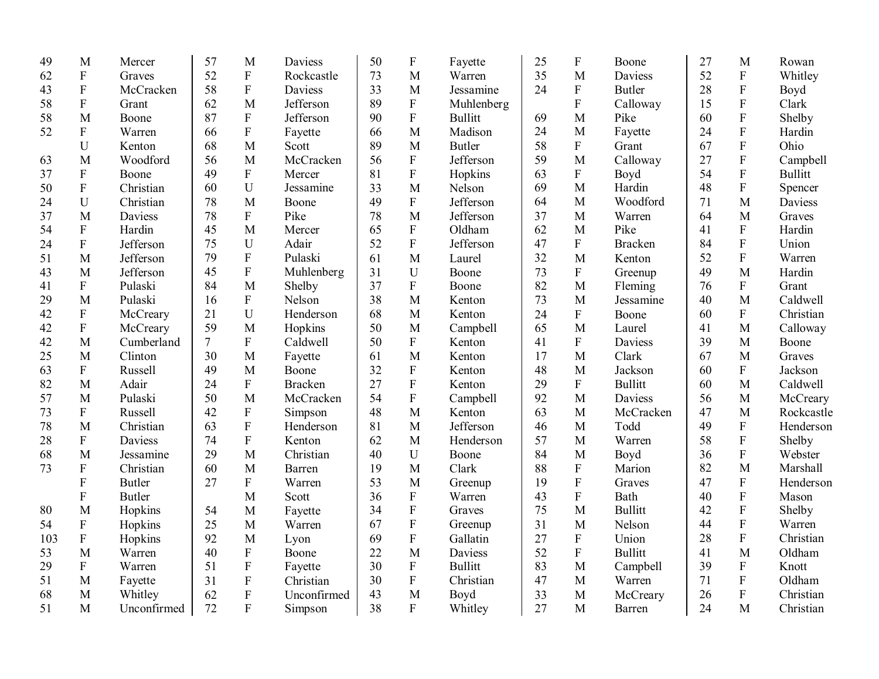| Age | Sex | County |
|---|---|---|
| 49 | M | Mercer |
| 62 | F | Graves |
| 43 | F | McCracken |
| 58 | F | Grant |
| 58 | M | Boone |
| 52 | F | Warren |
| | U | Kenton |
| 63 | M | Woodford |
| 37 | F | Boone |
| 50 | F | Christian |
| 24 | U | Christian |
| 37 | M | Daviess |
| 54 | F | Hardin |
| 24 | F | Jefferson |
| 51 | M | Jefferson |
| 43 | M | Jefferson |
| 41 | F | Pulaski |
| 29 | M | Pulaski |
| 42 | F | McCreary |
| 42 | F | McCreary |
| 42 | M | Cumberland |
| 25 | M | Clinton |
| 63 | F | Russell |
| 82 | M | Adair |
| 57 | M | Pulaski |
| 73 | F | Russell |
| 78 | M | Christian |
| 28 | F | Daviess |
| 68 | M | Jessamine |
| 73 | F | Christian |
| | F | Butler |
| | F | Butler |
| 80 | M | Hopkins |
| 54 | F | Hopkins |
| 103 | F | Hopkins |
| 53 | M | Warren |
| 29 | F | Warren |
| 51 | M | Fayette |
| 68 | M | Whitley |
| 51 | M | Unconfirmed |
| 57 | M | Daviess |
| 52 | F | Rockcastle |
| 58 | F | Daviess |
| 62 | M | Jefferson |
| 87 | F | Jefferson |
| 66 | F | Fayette |
| 68 | M | Scott |
| 56 | M | McCracken |
| 49 | F | Mercer |
| 60 | U | Jessamine |
| 78 | M | Boone |
| 78 | F | Pike |
| 45 | M | Mercer |
| 75 | U | Adair |
| 79 | F | Pulaski |
| 45 | F | Muhlenberg |
| 84 | M | Shelby |
| 16 | F | Nelson |
| 21 | U | Henderson |
| 59 | M | Hopkins |
| 7 | F | Caldwell |
| 30 | M | Fayette |
| 49 | M | Boone |
| 24 | F | Bracken |
| 50 | M | McCracken |
| 42 | F | Simpson |
| 63 | F | Henderson |
| 74 | F | Kenton |
| 29 | M | Christian |
| 60 | M | Barren |
| 27 | F | Warren |
| | M | Scott |
| 54 | M | Fayette |
| 25 | M | Warren |
| 92 | M | Lyon |
| 40 | F | Boone |
| 51 | F | Fayette |
| 31 | F | Christian |
| 62 | F | Unconfirmed |
| 72 | F | Simpson |
| 50 | F | Fayette |
| 73 | M | Warren |
| 33 | M | Jessamine |
| 89 | F | Muhlenberg |
| 90 | F | Bullitt |
| 66 | M | Madison |
| 89 | M | Butler |
| 56 | F | Jefferson |
| 81 | F | Hopkins |
| 33 | M | Nelson |
| 49 | F | Jefferson |
| 78 | M | Jefferson |
| 65 | F | Oldham |
| 52 | F | Jefferson |
| 61 | M | Laurel |
| 31 | U | Boone |
| 37 | F | Boone |
| 38 | M | Kenton |
| 68 | M | Kenton |
| 50 | M | Campbell |
| 50 | F | Kenton |
| 61 | M | Kenton |
| 32 | F | Kenton |
| 27 | F | Kenton |
| 54 | F | Campbell |
| 48 | M | Kenton |
| 81 | M | Jefferson |
| 62 | M | Henderson |
| 40 | U | Boone |
| 19 | M | Clark |
| 53 | M | Greenup |
| 36 | F | Warren |
| 34 | F | Graves |
| 67 | F | Greenup |
| 69 | F | Gallatin |
| 22 | M | Daviess |
| 30 | F | Bullitt |
| 30 | F | Christian |
| 43 | M | Boyd |
| 38 | F | Whitley |
| 25 | F | Boone |
| 35 | M | Daviess |
| 24 | F | Butler |
| | F | Calloway |
| 69 | M | Pike |
| 24 | M | Fayette |
| 58 | F | Grant |
| 59 | M | Calloway |
| 63 | F | Boyd |
| 69 | M | Hardin |
| 64 | M | Woodford |
| 37 | M | Warren |
| 62 | M | Pike |
| 47 | F | Bracken |
| 32 | M | Kenton |
| 73 | F | Greenup |
| 82 | M | Fleming |
| 73 | M | Jessamine |
| 24 | F | Boone |
| 65 | M | Laurel |
| 41 | F | Daviess |
| 17 | M | Clark |
| 48 | M | Jackson |
| 29 | F | Bullitt |
| 92 | M | Daviess |
| 63 | M | McCracken |
| 46 | M | Todd |
| 57 | M | Warren |
| 84 | M | Boyd |
| 88 | F | Marion |
| 19 | F | Graves |
| 43 | F | Bath |
| 75 | M | Bullitt |
| 31 | M | Nelson |
| 27 | F | Union |
| 52 | F | Bullitt |
| 83 | M | Campbell |
| 47 | M | Warren |
| 33 | M | McCreary |
| 27 | M | Barren |
| 27 | M | Rowan |
| 52 | F | Whitley |
| 28 | F | Boyd |
| 15 | F | Clark |
| 60 | F | Shelby |
| 24 | F | Hardin |
| 67 | F | Ohio |
| 27 | F | Campbell |
| 54 | F | Bullitt |
| 48 | F | Spencer |
| 71 | M | Daviess |
| 64 | M | Graves |
| 41 | F | Hardin |
| 84 | F | Union |
| 52 | F | Warren |
| 49 | M | Hardin |
| 76 | F | Grant |
| 40 | M | Caldwell |
| 60 | F | Christian |
| 41 | M | Calloway |
| 39 | M | Boone |
| 67 | M | Graves |
| 60 | F | Jackson |
| 60 | M | Caldwell |
| 56 | M | McCreary |
| 47 | M | Rockcastle |
| 49 | F | Henderson |
| 58 | F | Shelby |
| 36 | F | Webster |
| 82 | M | Marshall |
| 47 | F | Henderson |
| 40 | F | Mason |
| 42 | F | Shelby |
| 44 | F | Warren |
| 28 | F | Christian |
| 41 | M | Oldham |
| 39 | F | Knott |
| 71 | F | Oldham |
| 26 | F | Christian |
| 24 | M | Christian |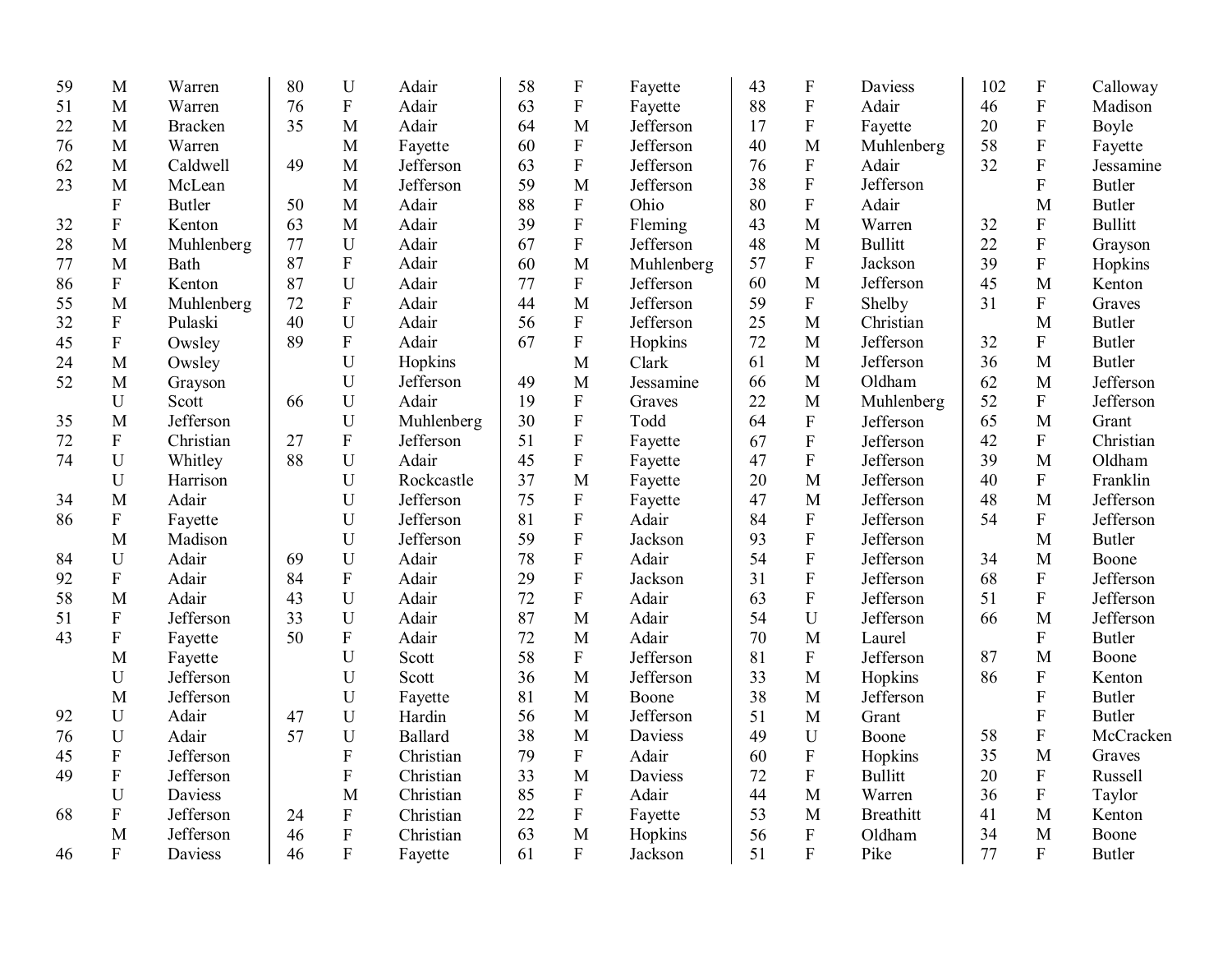| | | |
|---|---|---|
| 59 | M | Warren |
| 51 | M | Warren |
| 22 | M | Bracken |
| 76 | M | Warren |
| 62 | M | Caldwell |
| 23 | M | McLean |
| | F | Butler |
| 32 | F | Kenton |
| 28 | M | Muhlenberg |
| 77 | M | Bath |
| 86 | F | Kenton |
| 55 | M | Muhlenberg |
| 32 | F | Pulaski |
| 45 | F | Owsley |
| 24 | M | Owsley |
| 52 | M | Grayson |
| | U | Scott |
| 35 | M | Jefferson |
| 72 | F | Christian |
| 74 | U | Whitley |
| | U | Harrison |
| 34 | M | Adair |
| 86 | F | Fayette |
| | M | Madison |
| 84 | U | Adair |
| 92 | F | Adair |
| 58 | M | Adair |
| 51 | F | Jefferson |
| 43 | F | Fayette |
| | M | Fayette |
| | U | Jefferson |
| | M | Jefferson |
| 92 | U | Adair |
| 76 | U | Adair |
| 45 | F | Jefferson |
| 49 | F | Jefferson |
| | U | Daviess |
| 68 | F | Jefferson |
| | M | Jefferson |
| 46 | F | Daviess |
| 80 | U | Adair |
| 76 | F | Adair |
| 35 | M | Adair |
| | M | Fayette |
| 49 | M | Jefferson |
| | M | Jefferson |
| 50 | M | Adair |
| 63 | M | Adair |
| 77 | U | Adair |
| 87 | F | Adair |
| 87 | U | Adair |
| 72 | F | Adair |
| 40 | U | Adair |
| 89 | F | Adair |
| | U | Hopkins |
| | U | Jefferson |
| 66 | U | Adair |
| | U | Muhlenberg |
| 27 | F | Jefferson |
| 88 | U | Adair |
| | U | Rockcastle |
| | U | Jefferson |
| | U | Jefferson |
| | U | Jefferson |
| 69 | U | Adair |
| 84 | F | Adair |
| 43 | U | Adair |
| 33 | U | Adair |
| 50 | F | Adair |
| | U | Scott |
| | U | Scott |
| | U | Fayette |
| 47 | U | Hardin |
| 57 | U | Ballard |
| | F | Christian |
| | F | Christian |
| | M | Christian |
| 24 | F | Christian |
| 46 | F | Christian |
| 46 | F | Fayette |
| 58 | F | Fayette |
| 63 | F | Fayette |
| 64 | M | Jefferson |
| 60 | F | Jefferson |
| 63 | F | Jefferson |
| 59 | M | Jefferson |
| 88 | F | Ohio |
| 39 | F | Fleming |
| 67 | F | Jefferson |
| 60 | M | Muhlenberg |
| 77 | F | Jefferson |
| 44 | M | Jefferson |
| 56 | F | Jefferson |
| 67 | F | Hopkins |
| | M | Clark |
| 49 | M | Jessamine |
| 19 | F | Graves |
| 30 | F | Todd |
| 51 | F | Fayette |
| 45 | F | Fayette |
| 37 | M | Fayette |
| 75 | F | Fayette |
| 81 | F | Adair |
| 59 | F | Jackson |
| 78 | F | Adair |
| 29 | F | Jackson |
| 72 | F | Adair |
| 87 | M | Adair |
| 72 | M | Adair |
| 58 | F | Jefferson |
| 36 | M | Jefferson |
| 81 | M | Boone |
| 56 | M | Jefferson |
| 38 | M | Daviess |
| 79 | F | Adair |
| 33 | M | Daviess |
| 85 | F | Adair |
| 22 | F | Fayette |
| 63 | M | Hopkins |
| 61 | F | Jackson |
| 43 | F | Daviess |
| 88 | F | Adair |
| 17 | F | Fayette |
| 40 | M | Muhlenberg |
| 76 | F | Adair |
| 38 | F | Jefferson |
| 80 | F | Adair |
| 43 | M | Warren |
| 48 | M | Bullitt |
| 57 | F | Jackson |
| 60 | M | Jefferson |
| 59 | F | Shelby |
| 25 | M | Christian |
| 72 | M | Jefferson |
| 61 | M | Jefferson |
| 66 | M | Oldham |
| 22 | M | Muhlenberg |
| 64 | F | Jefferson |
| 67 | F | Jefferson |
| 47 | F | Jefferson |
| 20 | M | Jefferson |
| 47 | M | Jefferson |
| 84 | F | Jefferson |
| 93 | F | Jefferson |
| 54 | F | Jefferson |
| 31 | F | Jefferson |
| 63 | F | Jefferson |
| 54 | U | Jefferson |
| 70 | M | Laurel |
| 81 | F | Jefferson |
| 33 | M | Hopkins |
| 38 | M | Jefferson |
| 51 | M | Grant |
| 49 | U | Boone |
| 60 | F | Hopkins |
| 72 | F | Bullitt |
| 44 | M | Warren |
| 53 | M | Breathitt |
| 56 | F | Oldham |
| 51 | F | Pike |
| 102 | F | Calloway |
| 46 | F | Madison |
| 20 | F | Boyle |
| 58 | F | Fayette |
| 32 | F | Jessamine |
| | F | Butler |
| | M | Butler |
| 32 | F | Bullitt |
| 22 | F | Grayson |
| 39 | F | Hopkins |
| 45 | M | Kenton |
| 31 | F | Graves |
| | M | Butler |
| 32 | F | Butler |
| 36 | M | Butler |
| 62 | M | Jefferson |
| 52 | F | Jefferson |
| 65 | M | Grant |
| 42 | F | Christian |
| 39 | M | Oldham |
| 40 | F | Franklin |
| 48 | M | Jefferson |
| 54 | F | Jefferson |
| | M | Butler |
| 34 | M | Boone |
| 68 | F | Jefferson |
| 51 | F | Jefferson |
| 66 | M | Jefferson |
| | F | Butler |
| 87 | M | Boone |
| 86 | F | Kenton |
| | F | Butler |
| | F | Butler |
| 58 | F | McCracken |
| 35 | M | Graves |
| 20 | F | Russell |
| 36 | F | Taylor |
| 41 | M | Kenton |
| 34 | M | Boone |
| 77 | F | Butler |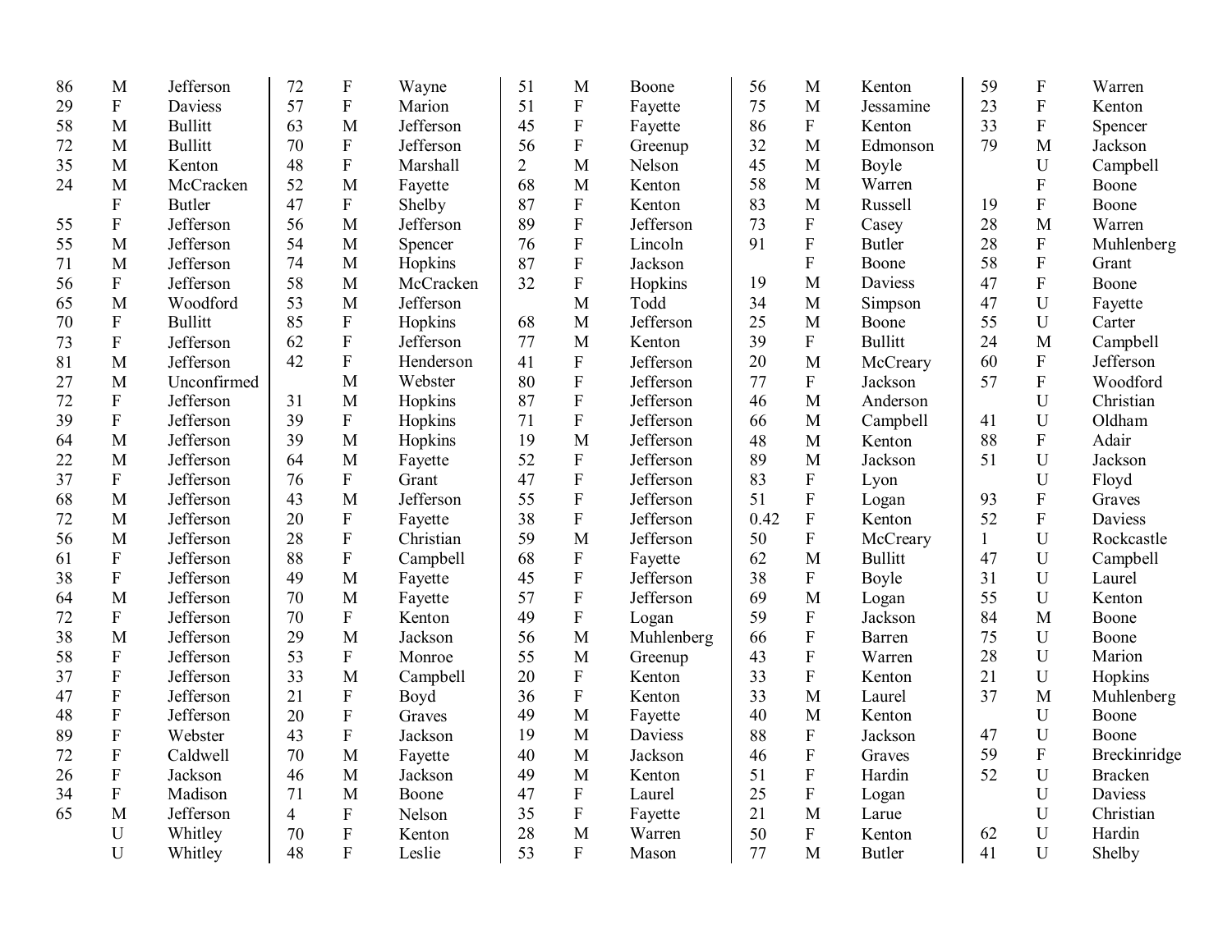| Age | Sex | County |
|---|---|---|
| 86 | M | Jefferson |
| 29 | F | Daviess |
| 58 | M | Bullitt |
| 72 | M | Bullitt |
| 35 | M | Kenton |
| 24 | M | McCracken |
| | F | Butler |
| 55 | F | Jefferson |
| 55 | M | Jefferson |
| 71 | M | Jefferson |
| 56 | F | Jefferson |
| 65 | M | Woodford |
| 70 | F | Bullitt |
| 73 | F | Jefferson |
| 81 | M | Jefferson |
| 27 | M | Unconfirmed |
| 72 | F | Jefferson |
| 39 | F | Jefferson |
| 64 | M | Jefferson |
| 22 | M | Jefferson |
| 37 | F | Jefferson |
| 68 | M | Jefferson |
| 72 | M | Jefferson |
| 56 | M | Jefferson |
| 61 | F | Jefferson |
| 38 | F | Jefferson |
| 64 | M | Jefferson |
| 72 | F | Jefferson |
| 38 | M | Jefferson |
| 58 | F | Jefferson |
| 37 | F | Jefferson |
| 47 | F | Jefferson |
| 48 | F | Jefferson |
| 89 | F | Webster |
| 72 | F | Caldwell |
| 26 | F | Jackson |
| 34 | F | Madison |
| 65 | M | Jefferson |
| | U | Whitley |
| | U | Whitley |
| 72 | F | Wayne |
| 57 | F | Marion |
| 63 | M | Jefferson |
| 70 | F | Jefferson |
| 48 | F | Marshall |
| 52 | M | Fayette |
| 47 | F | Shelby |
| 56 | M | Jefferson |
| 54 | M | Spencer |
| 74 | M | Hopkins |
| 58 | M | McCracken |
| 53 | M | Jefferson |
| 85 | F | Hopkins |
| 62 | F | Jefferson |
| 42 | F | Henderson |
| | M | Webster |
| 31 | M | Hopkins |
| 39 | F | Hopkins |
| 39 | M | Hopkins |
| 64 | M | Fayette |
| 76 | F | Grant |
| 43 | M | Jefferson |
| 20 | F | Fayette |
| 28 | F | Christian |
| 88 | F | Campbell |
| 49 | M | Fayette |
| 70 | M | Fayette |
| 70 | F | Kenton |
| 29 | M | Jackson |
| 53 | F | Monroe |
| 33 | M | Campbell |
| 21 | F | Boyd |
| 20 | F | Graves |
| 43 | F | Jackson |
| 70 | M | Fayette |
| 46 | M | Jackson |
| 71 | M | Boone |
| 4 | F | Nelson |
| 70 | F | Kenton |
| 48 | F | Leslie |
| 51 | M | Boone |
| 51 | F | Fayette |
| 45 | F | Fayette |
| 56 | F | Greenup |
| 2 | M | Nelson |
| 68 | M | Kenton |
| 87 | F | Kenton |
| 89 | F | Jefferson |
| 76 | F | Lincoln |
| 87 | F | Jackson |
| 32 | F | Hopkins |
| | M | Todd |
| 68 | M | Jefferson |
| 77 | M | Kenton |
| 41 | F | Jefferson |
| 80 | F | Jefferson |
| 87 | F | Jefferson |
| 71 | F | Jefferson |
| 19 | M | Jefferson |
| 52 | F | Jefferson |
| 47 | F | Jefferson |
| 55 | F | Jefferson |
| 38 | F | Jefferson |
| 59 | M | Jefferson |
| 68 | F | Fayette |
| 45 | F | Jefferson |
| 57 | F | Jefferson |
| 49 | F | Logan |
| 56 | M | Muhlenberg |
| 55 | M | Greenup |
| 20 | F | Kenton |
| 36 | F | Kenton |
| 49 | M | Fayette |
| 19 | M | Daviess |
| 40 | M | Jackson |
| 49 | M | Kenton |
| 47 | F | Laurel |
| 35 | F | Fayette |
| 28 | M | Warren |
| 53 | F | Mason |
| 56 | M | Kenton |
| 75 | M | Jessamine |
| 86 | F | Kenton |
| 32 | M | Edmonson |
| 45 | M | Boyle |
| 58 | M | Warren |
| 83 | M | Russell |
| 73 | F | Casey |
| 91 | F | Butler |
| | F | Boone |
| 19 | M | Daviess |
| 34 | M | Simpson |
| 25 | M | Boone |
| 39 | F | Bullitt |
| 20 | M | McCreary |
| 77 | F | Jackson |
| 46 | M | Anderson |
| 66 | M | Campbell |
| 48 | M | Kenton |
| 89 | M | Jackson |
| 83 | F | Lyon |
| 51 | F | Logan |
| 0.42 | F | Kenton |
| 50 | F | McCreary |
| 62 | M | Bullitt |
| 38 | F | Boyle |
| 69 | M | Logan |
| 59 | F | Jackson |
| 66 | F | Barren |
| 43 | F | Warren |
| 33 | F | Kenton |
| 33 | M | Laurel |
| 40 | M | Kenton |
| 88 | F | Jackson |
| 46 | F | Graves |
| 51 | F | Hardin |
| 25 | F | Logan |
| 21 | M | Larue |
| 50 | F | Kenton |
| 77 | M | Butler |
| 59 | F | Warren |
| 23 | F | Kenton |
| 33 | F | Spencer |
| 79 | M | Jackson |
| | U | Campbell |
| | F | Boone |
| 19 | F | Boone |
| 28 | M | Warren |
| 28 | F | Muhlenberg |
| 58 | F | Grant |
| 47 | F | Boone |
| 47 | U | Fayette |
| 55 | U | Carter |
| 24 | M | Campbell |
| 60 | F | Jefferson |
| 57 | F | Woodford |
| | U | Christian |
| 41 | U | Oldham |
| 88 | F | Adair |
| 51 | U | Jackson |
| | U | Floyd |
| 93 | F | Graves |
| 52 | F | Daviess |
| 1 | U | Rockcastle |
| 47 | U | Campbell |
| 31 | U | Laurel |
| 55 | U | Kenton |
| 84 | M | Boone |
| 75 | U | Boone |
| 28 | U | Marion |
| 21 | U | Hopkins |
| 37 | M | Muhlenberg |
| | U | Boone |
| 47 | U | Boone |
| 59 | F | Breckinridge |
| 52 | U | Bracken |
| | U | Daviess |
| | U | Christian |
| 62 | U | Hardin |
| 41 | U | Shelby |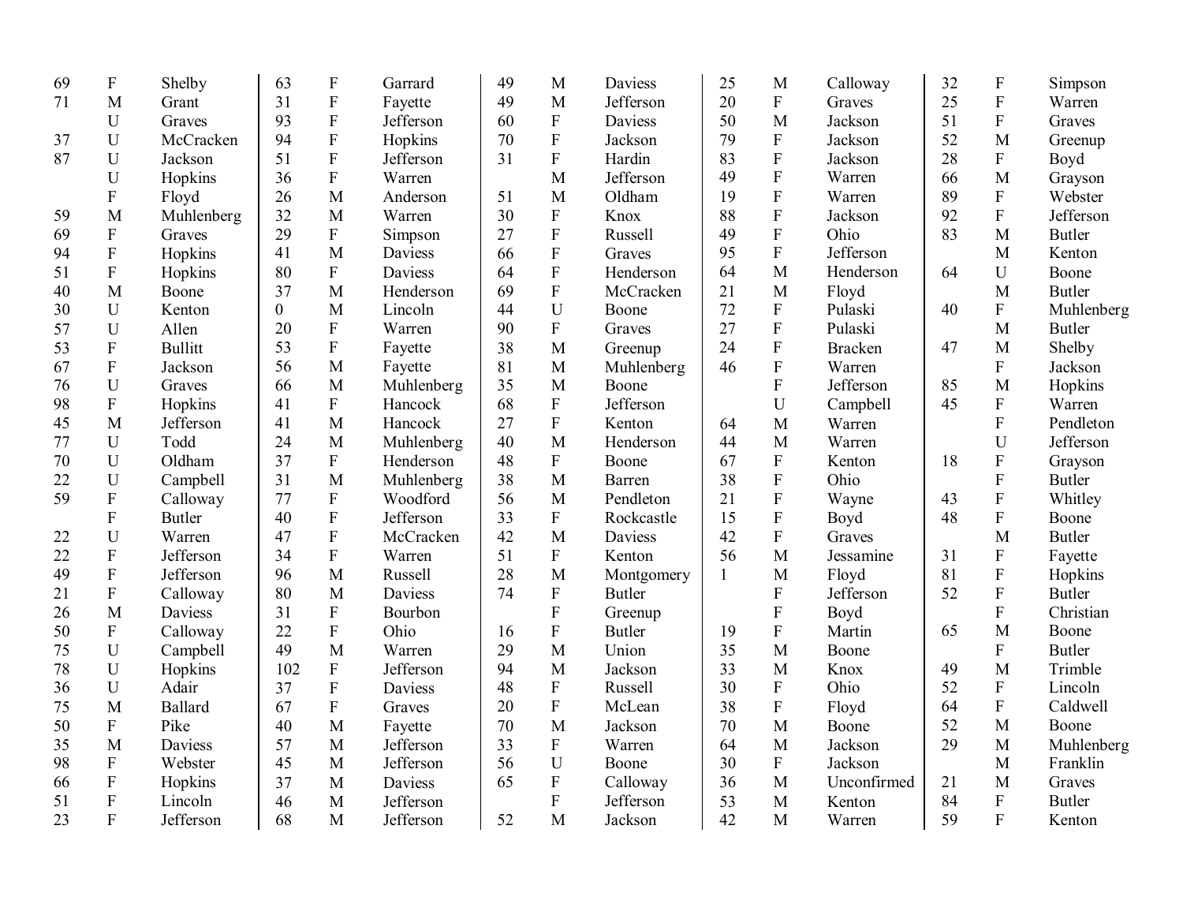| Age | Sex | County |
|---|---|---|
| 69 | F | Shelby |
| 71 | M | Grant |
| | U | Graves |
| 37 | U | McCracken |
| 87 | U | Jackson |
| | U | Hopkins |
| | F | Floyd |
| 59 | M | Muhlenberg |
| 69 | F | Graves |
| 94 | F | Hopkins |
| 51 | F | Hopkins |
| 40 | M | Boone |
| 30 | U | Kenton |
| 57 | U | Allen |
| 53 | F | Bullitt |
| 67 | F | Jackson |
| 76 | U | Graves |
| 98 | F | Hopkins |
| 45 | M | Jefferson |
| 77 | U | Todd |
| 70 | U | Oldham |
| 22 | U | Campbell |
| 59 | F | Calloway |
| | F | Butler |
| 22 | U | Warren |
| 22 | F | Jefferson |
| 49 | F | Jefferson |
| 21 | F | Calloway |
| 26 | M | Daviess |
| 50 | F | Calloway |
| 75 | U | Campbell |
| 78 | U | Hopkins |
| 36 | U | Adair |
| 75 | M | Ballard |
| 50 | F | Pike |
| 35 | M | Daviess |
| 98 | F | Webster |
| 66 | F | Hopkins |
| 51 | F | Lincoln |
| 23 | F | Jefferson |
| 63 | F | Garrard |
| 31 | F | Fayette |
| 93 | F | Jefferson |
| 94 | F | Hopkins |
| 51 | F | Jefferson |
| 36 | F | Warren |
| 26 | M | Anderson |
| 32 | M | Warren |
| 29 | F | Simpson |
| 41 | M | Daviess |
| 80 | F | Daviess |
| 37 | M | Henderson |
| 0 | M | Lincoln |
| 20 | F | Warren |
| 53 | F | Fayette |
| 56 | M | Fayette |
| 66 | M | Muhlenberg |
| 41 | F | Hancock |
| 41 | M | Hancock |
| 24 | M | Muhlenberg |
| 37 | F | Henderson |
| 31 | M | Muhlenberg |
| 77 | F | Woodford |
| 40 | F | Jefferson |
| 47 | F | McCracken |
| 34 | F | Warren |
| 96 | M | Russell |
| 80 | M | Daviess |
| 31 | F | Bourbon |
| 22 | F | Ohio |
| 49 | M | Warren |
| 102 | F | Jefferson |
| 37 | F | Daviess |
| 67 | F | Graves |
| 40 | M | Fayette |
| 57 | M | Jefferson |
| 45 | M | Jefferson |
| 37 | M | Daviess |
| 46 | M | Jefferson |
| 68 | M | Jefferson |
| 49 | M | Daviess |
| 49 | M | Jefferson |
| 60 | F | Daviess |
| 70 | F | Jackson |
| 31 | F | Hardin |
| | M | Jefferson |
| 51 | M | Oldham |
| 30 | F | Knox |
| 27 | F | Russell |
| 66 | F | Graves |
| 64 | F | Henderson |
| 69 | F | McCracken |
| 44 | U | Boone |
| 90 | F | Graves |
| 38 | M | Greenup |
| 81 | M | Muhlenberg |
| 35 | M | Boone |
| 68 | F | Jefferson |
| 27 | F | Kenton |
| 40 | M | Henderson |
| 48 | F | Boone |
| 38 | M | Barren |
| 56 | M | Pendleton |
| 33 | F | Rockcastle |
| 42 | M | Daviess |
| 51 | F | Kenton |
| 28 | M | Montgomery |
| 74 | F | Butler |
| | F | Greenup |
| 16 | F | Butler |
| 29 | M | Union |
| 94 | M | Jackson |
| 48 | F | Russell |
| 20 | F | McLean |
| 70 | M | Jackson |
| 33 | F | Warren |
| 56 | U | Boone |
| 65 | F | Calloway |
| | F | Jefferson |
| 52 | M | Jackson |
| 25 | M | Calloway |
| 20 | F | Graves |
| 50 | M | Jackson |
| 79 | F | Jackson |
| 83 | F | Jackson |
| 49 | F | Warren |
| 19 | F | Warren |
| 88 | F | Jackson |
| 49 | F | Ohio |
| 95 | F | Jefferson |
| 64 | M | Henderson |
| 21 | M | Floyd |
| 72 | F | Pulaski |
| 27 | F | Pulaski |
| 24 | F | Bracken |
| 46 | F | Warren |
| | F | Jefferson |
| | U | Campbell |
| 64 | M | Warren |
| 44 | M | Warren |
| 67 | F | Kenton |
| 38 | F | Ohio |
| 21 | F | Wayne |
| 15 | F | Boyd |
| 42 | F | Graves |
| 56 | M | Jessamine |
| 1 | M | Floyd |
| | F | Jefferson |
| | F | Boyd |
| 19 | F | Martin |
| 35 | M | Boone |
| 33 | M | Knox |
| 30 | F | Ohio |
| 38 | F | Floyd |
| 70 | M | Boone |
| 64 | M | Jackson |
| 30 | F | Jackson |
| 36 | M | Unconfirmed |
| 53 | M | Kenton |
| 42 | M | Warren |
| 32 | F | Simpson |
| 25 | F | Warren |
| 51 | F | Graves |
| 52 | M | Greenup |
| 28 | F | Boyd |
| 66 | M | Grayson |
| 89 | F | Webster |
| 92 | F | Jefferson |
| 83 | M | Butler |
| | M | Kenton |
| 64 | U | Boone |
| | M | Butler |
| 40 | F | Muhlenberg |
| | M | Butler |
| 47 | M | Shelby |
| | F | Jackson |
| 85 | M | Hopkins |
| 45 | F | Warren |
| | F | Pendleton |
| | U | Jefferson |
| 18 | F | Grayson |
| | F | Butler |
| 43 | F | Whitley |
| 48 | F | Boone |
| | M | Butler |
| 31 | F | Fayette |
| 81 | F | Hopkins |
| 52 | F | Butler |
| | F | Christian |
| 65 | M | Boone |
| | F | Butler |
| 49 | M | Trimble |
| 52 | F | Lincoln |
| 64 | F | Caldwell |
| 52 | M | Boone |
| 29 | M | Muhlenberg |
| | M | Franklin |
| 21 | M | Graves |
| 84 | F | Butler |
| 59 | F | Kenton |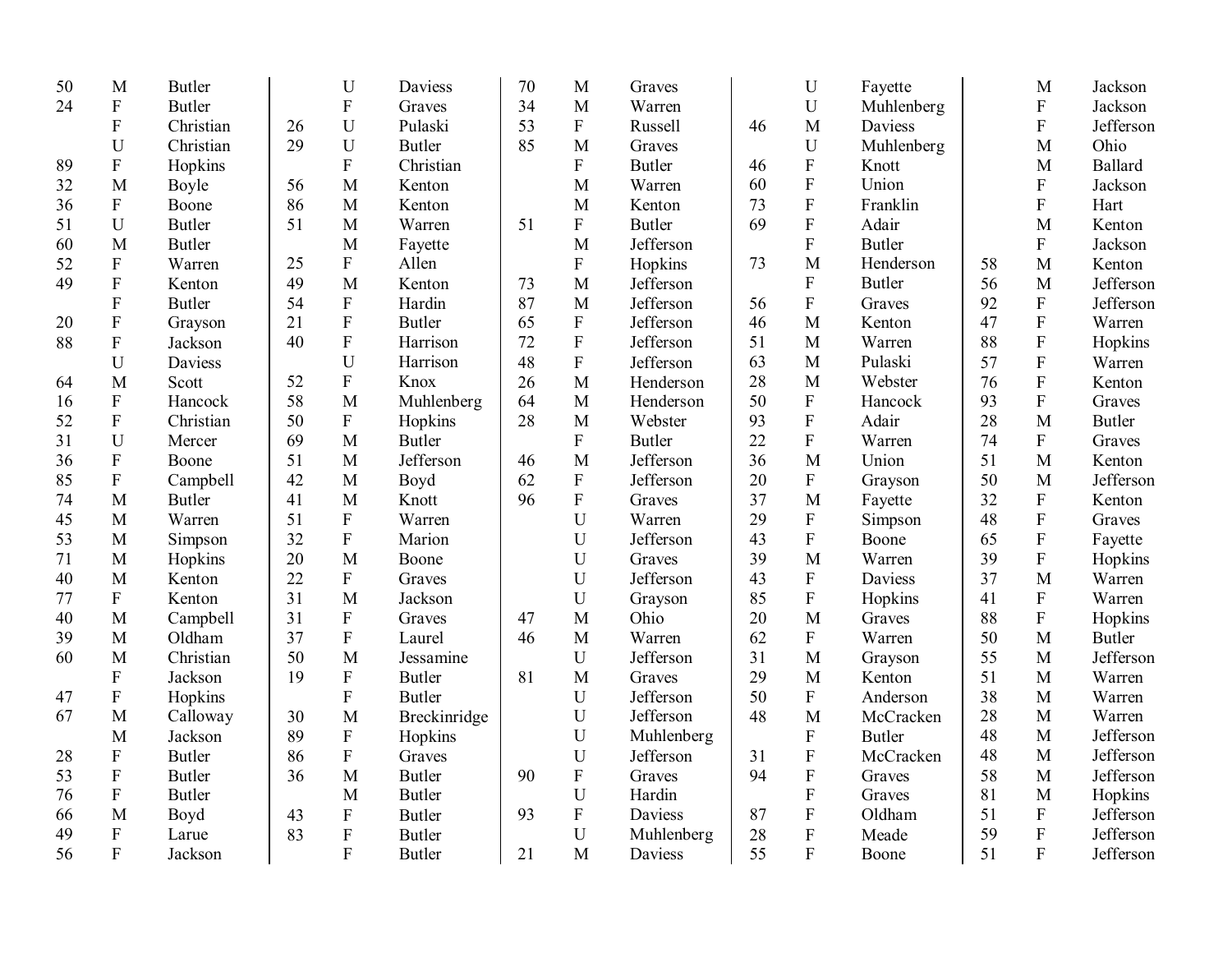| | | |
|---|---|---|
| 50 | M | Butler |
| 24 | F | Butler |
| | F | Christian |
| | U | Christian |
| 89 | F | Hopkins |
| 32 | M | Boyle |
| 36 | F | Boone |
| 51 | U | Butler |
| 60 | M | Butler |
| 52 | F | Warren |
| 49 | F | Kenton |
| | F | Butler |
| 20 | F | Grayson |
| 88 | F | Jackson |
| | U | Daviess |
| 64 | M | Scott |
| 16 | F | Hancock |
| 52 | F | Christian |
| 31 | U | Mercer |
| 36 | F | Boone |
| 85 | F | Campbell |
| 74 | M | Butler |
| 45 | M | Warren |
| 53 | M | Simpson |
| 71 | M | Hopkins |
| 40 | M | Kenton |
| 77 | F | Kenton |
| 40 | M | Campbell |
| 39 | M | Oldham |
| 60 | M | Christian |
| | F | Jackson |
| 47 | F | Hopkins |
| 67 | M | Calloway |
| | M | Jackson |
| 28 | F | Butler |
| 53 | F | Butler |
| 76 | F | Butler |
| 66 | M | Boyd |
| 49 | F | Larue |
| 56 | F | Jackson |
| | U | Daviess |
| | F | Graves |
| 26 | U | Pulaski |
| 29 | U | Butler |
| | F | Christian |
| 56 | M | Kenton |
| 86 | M | Kenton |
| 51 | M | Warren |
| | M | Fayette |
| 25 | F | Allen |
| 49 | M | Kenton |
| 54 | F | Hardin |
| 21 | F | Butler |
| 40 | F | Harrison |
| | U | Harrison |
| 52 | F | Knox |
| 58 | M | Muhlenberg |
| 50 | F | Hopkins |
| 69 | M | Butler |
| 51 | M | Jefferson |
| 42 | M | Boyd |
| 41 | M | Knott |
| 51 | F | Warren |
| 32 | F | Marion |
| 20 | M | Boone |
| 22 | F | Graves |
| 31 | M | Jackson |
| 31 | F | Graves |
| 37 | F | Laurel |
| 50 | M | Jessamine |
| 19 | F | Butler |
| | F | Butler |
| 30 | M | Breckinridge |
| 89 | F | Hopkins |
| 86 | F | Graves |
| 36 | M | Butler |
| | M | Butler |
| 43 | F | Butler |
| 83 | F | Butler |
| | F | Butler |
| 70 | M | Graves |
| 34 | M | Warren |
| 53 | F | Russell |
| 85 | M | Graves |
| | F | Butler |
| | M | Warren |
| | M | Kenton |
| 51 | F | Butler |
| | M | Jefferson |
| | F | Hopkins |
| 73 | M | Jefferson |
| 87 | M | Jefferson |
| 65 | F | Jefferson |
| 72 | F | Jefferson |
| 48 | F | Jefferson |
| 26 | M | Henderson |
| 64 | M | Henderson |
| 28 | M | Webster |
| | F | Butler |
| 46 | M | Jefferson |
| 62 | F | Jefferson |
| 96 | F | Graves |
| | U | Warren |
| | U | Jefferson |
| | U | Graves |
| | U | Jefferson |
| | U | Grayson |
| 47 | M | Ohio |
| 46 | M | Warren |
| | U | Jefferson |
| 81 | M | Graves |
| | U | Jefferson |
| | U | Jefferson |
| | U | Muhlenberg |
| | U | Jefferson |
| 90 | F | Graves |
| | U | Hardin |
| 93 | F | Daviess |
| | U | Muhlenberg |
| 21 | M | Daviess |
| | U | Fayette |
| | U | Muhlenberg |
| 46 | M | Daviess |
| | U | Muhlenberg |
| 46 | F | Knott |
| 60 | F | Union |
| 73 | F | Franklin |
| 69 | F | Adair |
| | F | Butler |
| 73 | M | Henderson |
| | F | Butler |
| 56 | F | Graves |
| 46 | M | Kenton |
| 51 | M | Warren |
| 63 | M | Pulaski |
| 28 | M | Webster |
| 50 | F | Hancock |
| 93 | F | Adair |
| 22 | F | Warren |
| 36 | M | Union |
| 20 | F | Grayson |
| 37 | M | Fayette |
| 29 | F | Simpson |
| 43 | F | Boone |
| 39 | M | Warren |
| 43 | F | Daviess |
| 85 | F | Hopkins |
| 20 | M | Graves |
| 62 | F | Warren |
| 31 | M | Grayson |
| 29 | M | Kenton |
| 50 | F | Anderson |
| 48 | M | McCracken |
| | F | Butler |
| 31 | F | McCracken |
| 94 | F | Graves |
| | F | Graves |
| 87 | F | Oldham |
| 28 | F | Meade |
| 55 | F | Boone |
| | M | Jackson |
| | F | Jackson |
| | F | Jefferson |
| | M | Ohio |
| | M | Ballard |
| | F | Jackson |
| | F | Hart |
| | M | Kenton |
| | F | Jackson |
| 58 | M | Kenton |
| 56 | M | Jefferson |
| 92 | F | Jefferson |
| 47 | F | Warren |
| 88 | F | Hopkins |
| 57 | F | Warren |
| 76 | F | Kenton |
| 93 | F | Graves |
| 28 | M | Butler |
| 74 | F | Graves |
| 51 | M | Kenton |
| 50 | M | Jefferson |
| 32 | F | Kenton |
| 48 | F | Graves |
| 65 | F | Fayette |
| 39 | F | Hopkins |
| 37 | M | Warren |
| 41 | F | Warren |
| 88 | F | Hopkins |
| 50 | M | Butler |
| 55 | M | Jefferson |
| 51 | M | Warren |
| 38 | M | Warren |
| 28 | M | Warren |
| 48 | M | Jefferson |
| 48 | M | Jefferson |
| 58 | M | Jefferson |
| 81 | M | Hopkins |
| 51 | F | Jefferson |
| 59 | F | Jefferson |
| 51 | F | Jefferson |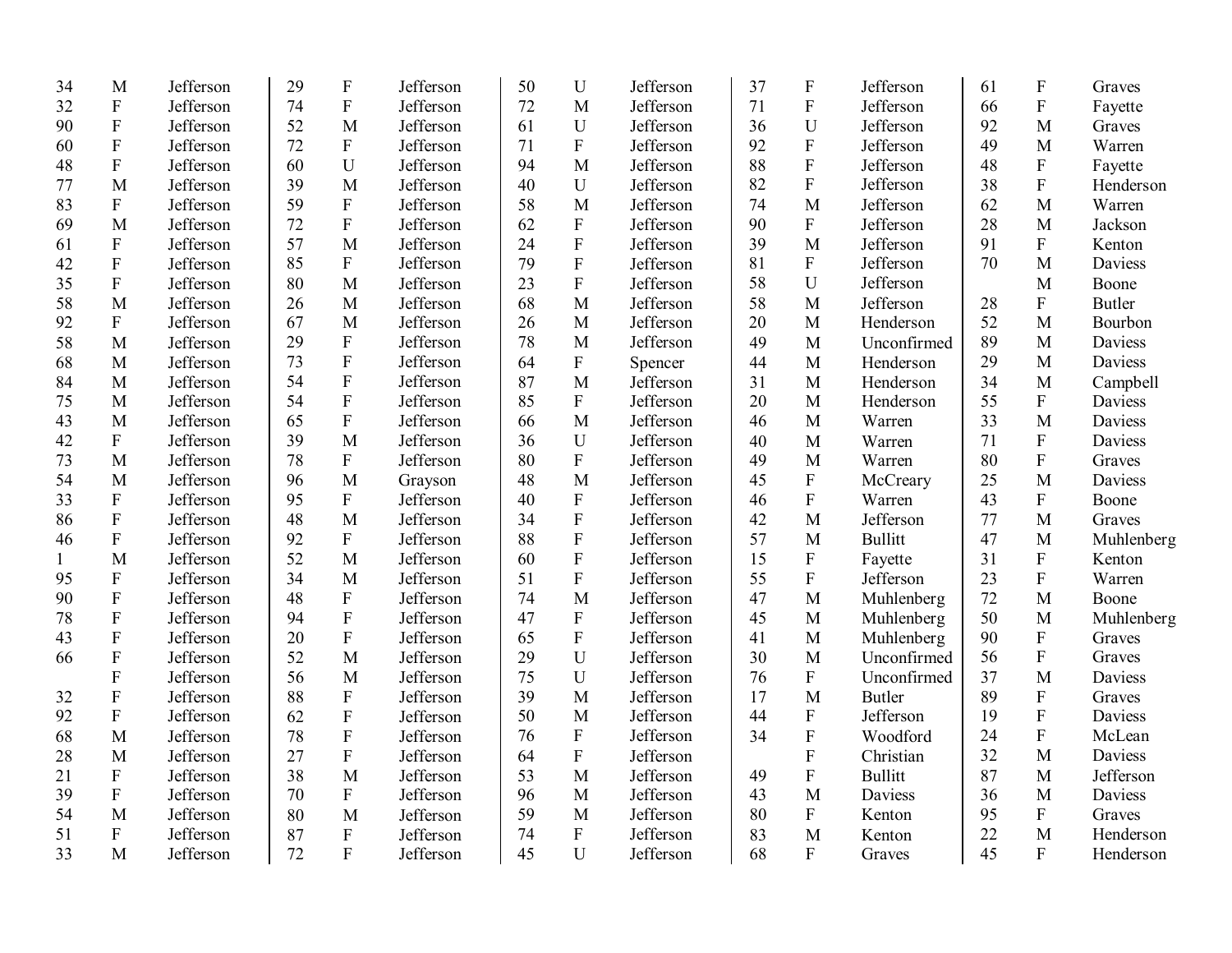| | | |
|---|---|---|
| 34 | M | Jefferson |
| 32 | F | Jefferson |
| 90 | F | Jefferson |
| 60 | F | Jefferson |
| 48 | F | Jefferson |
| 77 | M | Jefferson |
| 83 | F | Jefferson |
| 69 | M | Jefferson |
| 61 | F | Jefferson |
| 42 | F | Jefferson |
| 35 | F | Jefferson |
| 58 | M | Jefferson |
| 92 | F | Jefferson |
| 58 | M | Jefferson |
| 68 | M | Jefferson |
| 84 | M | Jefferson |
| 75 | M | Jefferson |
| 43 | M | Jefferson |
| 42 | F | Jefferson |
| 73 | M | Jefferson |
| 54 | M | Jefferson |
| 33 | F | Jefferson |
| 86 | F | Jefferson |
| 46 | F | Jefferson |
| 1 | M | Jefferson |
| 95 | F | Jefferson |
| 90 | F | Jefferson |
| 78 | F | Jefferson |
| 43 | F | Jefferson |
| 66 | F | Jefferson |
| | F | Jefferson |
| 32 | F | Jefferson |
| 92 | F | Jefferson |
| 68 | M | Jefferson |
| 28 | M | Jefferson |
| 21 | F | Jefferson |
| 39 | F | Jefferson |
| 54 | M | Jefferson |
| 51 | F | Jefferson |
| 33 | M | Jefferson |
| 29 | F | Jefferson |
| 74 | F | Jefferson |
| 52 | M | Jefferson |
| 72 | F | Jefferson |
| 60 | U | Jefferson |
| 39 | M | Jefferson |
| 59 | F | Jefferson |
| 72 | F | Jefferson |
| 57 | M | Jefferson |
| 85 | F | Jefferson |
| 80 | M | Jefferson |
| 26 | M | Jefferson |
| 67 | M | Jefferson |
| 29 | F | Jefferson |
| 73 | F | Jefferson |
| 54 | F | Jefferson |
| 54 | F | Jefferson |
| 65 | F | Jefferson |
| 39 | M | Jefferson |
| 78 | F | Jefferson |
| 96 | M | Grayson |
| 95 | F | Jefferson |
| 48 | M | Jefferson |
| 92 | F | Jefferson |
| 52 | M | Jefferson |
| 34 | M | Jefferson |
| 48 | F | Jefferson |
| 94 | F | Jefferson |
| 20 | F | Jefferson |
| 52 | M | Jefferson |
| 56 | M | Jefferson |
| 88 | F | Jefferson |
| 62 | F | Jefferson |
| 78 | F | Jefferson |
| 27 | F | Jefferson |
| 38 | M | Jefferson |
| 70 | F | Jefferson |
| 80 | M | Jefferson |
| 87 | F | Jefferson |
| 72 | F | Jefferson |
| 50 | U | Jefferson |
| 72 | M | Jefferson |
| 61 | U | Jefferson |
| 71 | F | Jefferson |
| 94 | M | Jefferson |
| 40 | U | Jefferson |
| 58 | M | Jefferson |
| 62 | F | Jefferson |
| 24 | F | Jefferson |
| 79 | F | Jefferson |
| 23 | F | Jefferson |
| 68 | M | Jefferson |
| 26 | M | Jefferson |
| 78 | M | Jefferson |
| 64 | F | Spencer |
| 87 | M | Jefferson |
| 85 | F | Jefferson |
| 66 | M | Jefferson |
| 36 | U | Jefferson |
| 80 | F | Jefferson |
| 48 | M | Jefferson |
| 40 | F | Jefferson |
| 34 | F | Jefferson |
| 88 | F | Jefferson |
| 60 | F | Jefferson |
| 51 | F | Jefferson |
| 74 | M | Jefferson |
| 47 | F | Jefferson |
| 65 | F | Jefferson |
| 29 | U | Jefferson |
| 75 | U | Jefferson |
| 39 | M | Jefferson |
| 50 | M | Jefferson |
| 76 | F | Jefferson |
| 64 | F | Jefferson |
| 53 | M | Jefferson |
| 96 | M | Jefferson |
| 59 | M | Jefferson |
| 74 | F | Jefferson |
| 45 | U | Jefferson |
| 37 | F | Jefferson |
| 71 | F | Jefferson |
| 36 | U | Jefferson |
| 92 | F | Jefferson |
| 88 | F | Jefferson |
| 82 | F | Jefferson |
| 74 | M | Jefferson |
| 90 | F | Jefferson |
| 39 | M | Jefferson |
| 81 | F | Jefferson |
| 58 | U | Jefferson |
| 58 | M | Jefferson |
| 20 | M | Henderson |
| 49 | M | Unconfirmed |
| 44 | M | Henderson |
| 31 | M | Henderson |
| 20 | M | Henderson |
| 46 | M | Warren |
| 40 | M | Warren |
| 49 | M | Warren |
| 45 | F | McCreary |
| 46 | F | Warren |
| 42 | M | Jefferson |
| 57 | M | Bullitt |
| 15 | F | Fayette |
| 55 | F | Jefferson |
| 47 | M | Muhlenberg |
| 45 | M | Muhlenberg |
| 41 | M | Muhlenberg |
| 30 | M | Unconfirmed |
| 76 | F | Unconfirmed |
| 17 | M | Butler |
| 44 | F | Jefferson |
| 34 | F | Woodford |
| | F | Christian |
| 49 | F | Bullitt |
| 43 | M | Daviess |
| 80 | F | Kenton |
| 83 | M | Kenton |
| 68 | F | Graves |
| 61 | F | Graves |
| 66 | F | Fayette |
| 92 | M | Graves |
| 49 | M | Warren |
| 48 | F | Fayette |
| 38 | F | Henderson |
| 62 | M | Warren |
| 28 | M | Jackson |
| 91 | F | Kenton |
| 70 | M | Daviess |
| | M | Boone |
| 28 | F | Butler |
| 52 | M | Bourbon |
| 89 | M | Daviess |
| 29 | M | Daviess |
| 34 | M | Campbell |
| 55 | F | Daviess |
| 33 | M | Daviess |
| 71 | F | Daviess |
| 80 | F | Graves |
| 25 | M | Daviess |
| 43 | F | Boone |
| 77 | M | Graves |
| 47 | M | Muhlenberg |
| 31 | F | Kenton |
| 23 | F | Warren |
| 72 | M | Boone |
| 50 | M | Muhlenberg |
| 90 | F | Graves |
| 56 | F | Graves |
| 37 | M | Daviess |
| 89 | F | Graves |
| 19 | F | Daviess |
| 24 | F | McLean |
| 32 | M | Daviess |
| 87 | M | Jefferson |
| 36 | M | Daviess |
| 95 | F | Graves |
| 22 | M | Henderson |
| 45 | F | Henderson |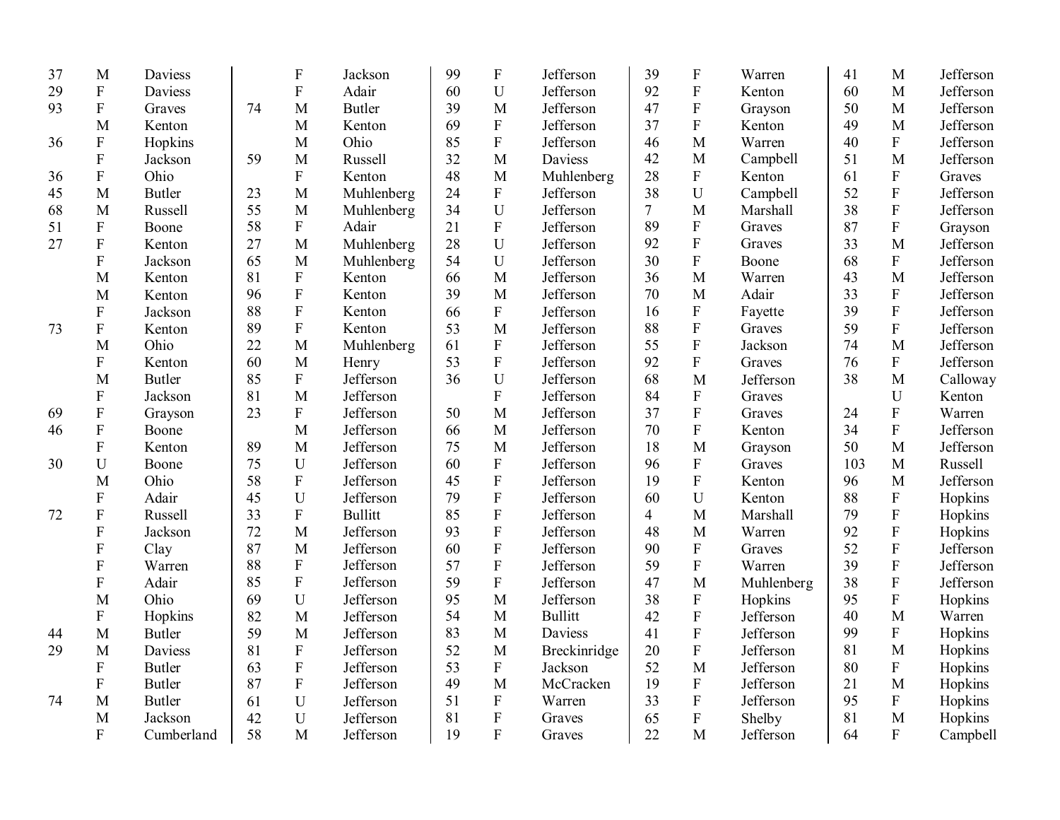| | | | | | | | | | | | | | | |
|---|---|---|---|---|---|---|---|---|---|---|---|---|---|---|
| 37 | M | Daviess | | F | Jackson | 99 | F | Jefferson | 39 | F | Warren | 41 | M | Jefferson |
| 29 | F | Daviess | | F | Adair | 60 | U | Jefferson | 92 | F | Kenton | 60 | M | Jefferson |
| 93 | F | Graves | 74 | M | Butler | 39 | M | Jefferson | 47 | F | Grayson | 50 | M | Jefferson |
| | M | Kenton | | M | Kenton | 69 | F | Jefferson | 37 | F | Kenton | 49 | M | Jefferson |
| 36 | F | Hopkins | | M | Ohio | 85 | F | Jefferson | 46 | M | Warren | 40 | F | Jefferson |
| | F | Jackson | 59 | M | Russell | 32 | M | Daviess | 42 | M | Campbell | 51 | M | Jefferson |
| 36 | F | Ohio | | F | Kenton | 48 | M | Muhlenberg | 28 | F | Kenton | 61 | F | Graves |
| 45 | M | Butler | 23 | M | Muhlenberg | 24 | F | Jefferson | 38 | U | Campbell | 52 | F | Jefferson |
| 68 | M | Russell | 55 | M | Muhlenberg | 34 | U | Jefferson | 7 | M | Marshall | 38 | F | Jefferson |
| 51 | F | Boone | 58 | F | Adair | 21 | F | Jefferson | 89 | F | Graves | 87 | F | Grayson |
| 27 | F | Kenton | 27 | M | Muhlenberg | 28 | U | Jefferson | 92 | F | Graves | 33 | M | Jefferson |
| | F | Jackson | 65 | M | Muhlenberg | 54 | U | Jefferson | 30 | F | Boone | 68 | F | Jefferson |
| | M | Kenton | 81 | F | Kenton | 66 | M | Jefferson | 36 | M | Warren | 43 | M | Jefferson |
| | M | Kenton | 96 | F | Kenton | 39 | M | Jefferson | 70 | M | Adair | 33 | F | Jefferson |
| | F | Jackson | 88 | F | Kenton | 66 | F | Jefferson | 16 | F | Fayette | 39 | F | Jefferson |
| 73 | F | Kenton | 89 | F | Kenton | 53 | M | Jefferson | 88 | F | Graves | 59 | F | Jefferson |
| | M | Ohio | 22 | M | Muhlenberg | 61 | F | Jefferson | 55 | F | Jackson | 74 | M | Jefferson |
| | F | Kenton | 60 | M | Henry | 53 | F | Jefferson | 92 | F | Graves | 76 | F | Jefferson |
| | M | Butler | 85 | F | Jefferson | 36 | U | Jefferson | 68 | M | Jefferson | 38 | M | Calloway |
| | F | Jackson | 81 | M | Jefferson | | F | Jefferson | 84 | F | Graves | | U | Kenton |
| 69 | F | Grayson | 23 | F | Jefferson | 50 | M | Jefferson | 37 | F | Graves | 24 | F | Warren |
| 46 | F | Boone | | M | Jefferson | 66 | M | Jefferson | 70 | F | Kenton | 34 | F | Jefferson |
| | F | Kenton | 89 | M | Jefferson | 75 | M | Jefferson | 18 | M | Grayson | 50 | M | Jefferson |
| 30 | U | Boone | 75 | U | Jefferson | 60 | F | Jefferson | 96 | F | Graves | 103 | M | Russell |
| | M | Ohio | 58 | F | Jefferson | 45 | F | Jefferson | 19 | F | Kenton | 96 | M | Jefferson |
| | F | Adair | 45 | U | Jefferson | 79 | F | Jefferson | 60 | U | Kenton | 88 | F | Hopkins |
| 72 | F | Russell | 33 | F | Bullitt | 85 | F | Jefferson | 4 | M | Marshall | 79 | F | Hopkins |
| | F | Jackson | 72 | M | Jefferson | 93 | F | Jefferson | 48 | M | Warren | 92 | F | Hopkins |
| | F | Clay | 87 | M | Jefferson | 60 | F | Jefferson | 90 | F | Graves | 52 | F | Jefferson |
| | F | Warren | 88 | F | Jefferson | 57 | F | Jefferson | 59 | F | Warren | 39 | F | Jefferson |
| | F | Adair | 85 | F | Jefferson | 59 | F | Jefferson | 47 | M | Muhlenberg | 38 | F | Jefferson |
| | M | Ohio | 69 | U | Jefferson | 95 | M | Jefferson | 38 | F | Hopkins | 95 | F | Hopkins |
| | F | Hopkins | 82 | M | Jefferson | 54 | M | Bullitt | 42 | F | Jefferson | 40 | M | Warren |
| 44 | M | Butler | 59 | M | Jefferson | 83 | M | Daviess | 41 | F | Jefferson | 99 | F | Hopkins |
| 29 | M | Daviess | 81 | F | Jefferson | 52 | M | Breckinridge | 20 | F | Jefferson | 81 | M | Hopkins |
| | F | Butler | 63 | F | Jefferson | 53 | F | Jackson | 52 | M | Jefferson | 80 | F | Hopkins |
| | F | Butler | 87 | F | Jefferson | 49 | M | McCracken | 19 | F | Jefferson | 21 | M | Hopkins |
| 74 | M | Butler | 61 | U | Jefferson | 51 | F | Warren | 33 | F | Jefferson | 95 | F | Hopkins |
| | M | Jackson | 42 | U | Jefferson | 81 | F | Graves | 65 | F | Shelby | 81 | M | Hopkins |
| | F | Cumberland | 58 | M | Jefferson | 19 | F | Graves | 22 | M | Jefferson | 64 | F | Campbell |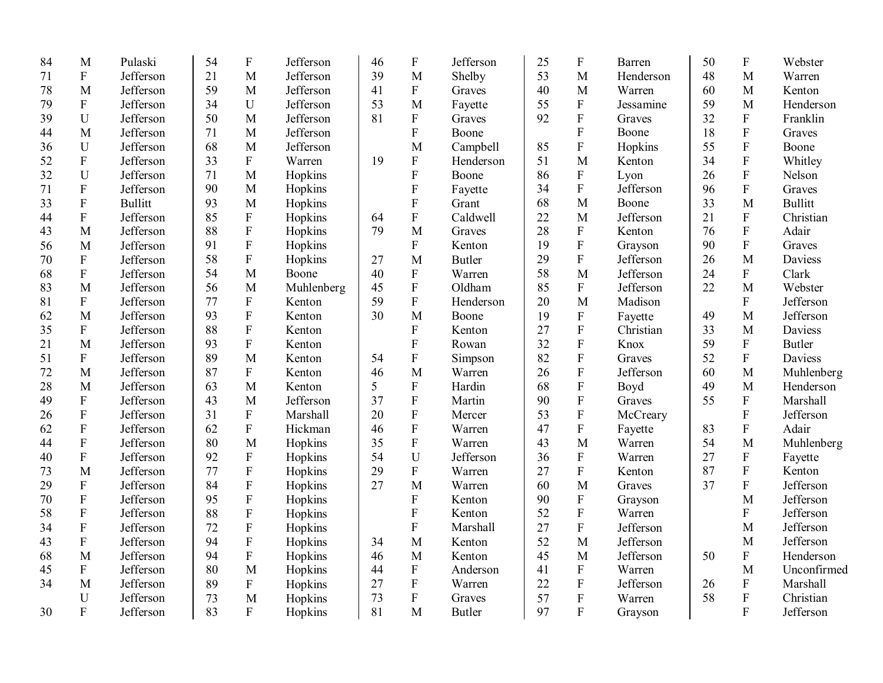| | | |
|---|---|---|
| 84 | M | Pulaski |
| 71 | F | Jefferson |
| 78 | M | Jefferson |
| 79 | F | Jefferson |
| 39 | U | Jefferson |
| 44 | M | Jefferson |
| 36 | U | Jefferson |
| 52 | F | Jefferson |
| 32 | U | Jefferson |
| 71 | F | Jefferson |
| 33 | F | Bullitt |
| 44 | F | Jefferson |
| 43 | M | Jefferson |
| 56 | M | Jefferson |
| 70 | F | Jefferson |
| 68 | F | Jefferson |
| 83 | M | Jefferson |
| 81 | F | Jefferson |
| 62 | M | Jefferson |
| 35 | F | Jefferson |
| 21 | M | Jefferson |
| 51 | F | Jefferson |
| 72 | M | Jefferson |
| 28 | M | Jefferson |
| 49 | F | Jefferson |
| 26 | F | Jefferson |
| 62 | F | Jefferson |
| 44 | F | Jefferson |
| 40 | F | Jefferson |
| 73 | M | Jefferson |
| 29 | F | Jefferson |
| 70 | F | Jefferson |
| 58 | F | Jefferson |
| 34 | F | Jefferson |
| 43 | F | Jefferson |
| 68 | M | Jefferson |
| 45 | F | Jefferson |
| 34 | M | Jefferson |
| | U | Jefferson |
| 30 | F | Jefferson |
| 54 | F | Jefferson |
| 21 | M | Jefferson |
| 59 | M | Jefferson |
| 34 | U | Jefferson |
| 50 | M | Jefferson |
| 71 | M | Jefferson |
| 68 | M | Jefferson |
| 33 | F | Warren |
| 71 | M | Hopkins |
| 90 | M | Hopkins |
| 93 | M | Hopkins |
| 85 | F | Hopkins |
| 88 | F | Hopkins |
| 91 | F | Hopkins |
| 58 | F | Hopkins |
| 54 | M | Boone |
| 56 | M | Muhlenberg |
| 77 | F | Kenton |
| 93 | F | Kenton |
| 88 | F | Kenton |
| 93 | F | Kenton |
| 89 | M | Kenton |
| 87 | F | Kenton |
| 63 | M | Kenton |
| 43 | M | Jefferson |
| 31 | F | Marshall |
| 62 | F | Hickman |
| 80 | M | Hopkins |
| 92 | F | Hopkins |
| 77 | F | Hopkins |
| 84 | F | Hopkins |
| 95 | F | Hopkins |
| 88 | F | Hopkins |
| 72 | F | Hopkins |
| 94 | F | Hopkins |
| 94 | F | Hopkins |
| 80 | M | Hopkins |
| 89 | F | Hopkins |
| 73 | M | Hopkins |
| 83 | F | Hopkins |
| 46 | F | Jefferson |
| 39 | M | Shelby |
| 41 | F | Graves |
| 53 | M | Fayette |
| 81 | F | Graves |
| | F | Boone |
| | M | Campbell |
| 19 | F | Henderson |
| | F | Boone |
| | F | Fayette |
| | F | Grant |
| 64 | F | Caldwell |
| 79 | M | Graves |
| | F | Kenton |
| 27 | M | Butler |
| 40 | F | Warren |
| 45 | F | Oldham |
| 59 | F | Henderson |
| 30 | M | Boone |
| | F | Kenton |
| | F | Rowan |
| 54 | F | Simpson |
| 46 | M | Warren |
| 5 | F | Hardin |
| 37 | F | Martin |
| 20 | F | Mercer |
| 46 | F | Warren |
| 35 | F | Warren |
| 54 | U | Jefferson |
| 29 | F | Warren |
| 27 | M | Warren |
| | F | Kenton |
| | F | Kenton |
| | F | Marshall |
| 34 | M | Kenton |
| 46 | M | Kenton |
| 44 | F | Anderson |
| 27 | F | Warren |
| 73 | F | Graves |
| 81 | M | Butler |
| 25 | F | Barren |
| 53 | M | Henderson |
| 40 | M | Warren |
| 55 | F | Jessamine |
| 92 | F | Graves |
| | F | Boone |
| 85 | F | Hopkins |
| 51 | M | Kenton |
| 86 | F | Lyon |
| 34 | F | Jefferson |
| 68 | M | Boone |
| 22 | M | Jefferson |
| 28 | F | Kenton |
| 19 | F | Grayson |
| 29 | F | Jefferson |
| 58 | M | Jefferson |
| 85 | F | Jefferson |
| 20 | M | Madison |
| 19 | F | Fayette |
| 27 | F | Christian |
| 32 | F | Knox |
| 82 | F | Graves |
| 26 | F | Jefferson |
| 68 | F | Boyd |
| 90 | F | Graves |
| 53 | F | McCreary |
| 47 | F | Fayette |
| 43 | M | Warren |
| 36 | F | Warren |
| 27 | F | Kenton |
| 60 | M | Graves |
| 90 | F | Grayson |
| 52 | F | Warren |
| 27 | F | Jefferson |
| 52 | M | Jefferson |
| 45 | M | Jefferson |
| 41 | F | Warren |
| 22 | F | Jefferson |
| 57 | F | Warren |
| 97 | F | Grayson |
| 50 | F | Webster |
| 48 | M | Warren |
| 60 | M | Kenton |
| 59 | M | Henderson |
| 32 | F | Franklin |
| 18 | F | Graves |
| 55 | F | Boone |
| 34 | F | Whitley |
| 26 | F | Nelson |
| 96 | F | Graves |
| 33 | M | Bullitt |
| 21 | F | Christian |
| 76 | F | Adair |
| 90 | F | Graves |
| 26 | M | Daviess |
| 24 | F | Clark |
| 22 | M | Webster |
| | F | Jefferson |
| 49 | M | Jefferson |
| 33 | M | Daviess |
| 59 | F | Butler |
| 52 | F | Daviess |
| 60 | M | Muhlenberg |
| 49 | M | Henderson |
| 55 | F | Marshall |
| | F | Jefferson |
| 83 | F | Adair |
| 54 | M | Muhlenberg |
| 27 | F | Fayette |
| 87 | F | Kenton |
| 37 | F | Jefferson |
| | M | Jefferson |
| | F | Jefferson |
| | M | Jefferson |
| | M | Jefferson |
| 50 | F | Henderson |
| | M | Unconfirmed |
| 26 | F | Marshall |
| 58 | F | Christian |
| | F | Jefferson |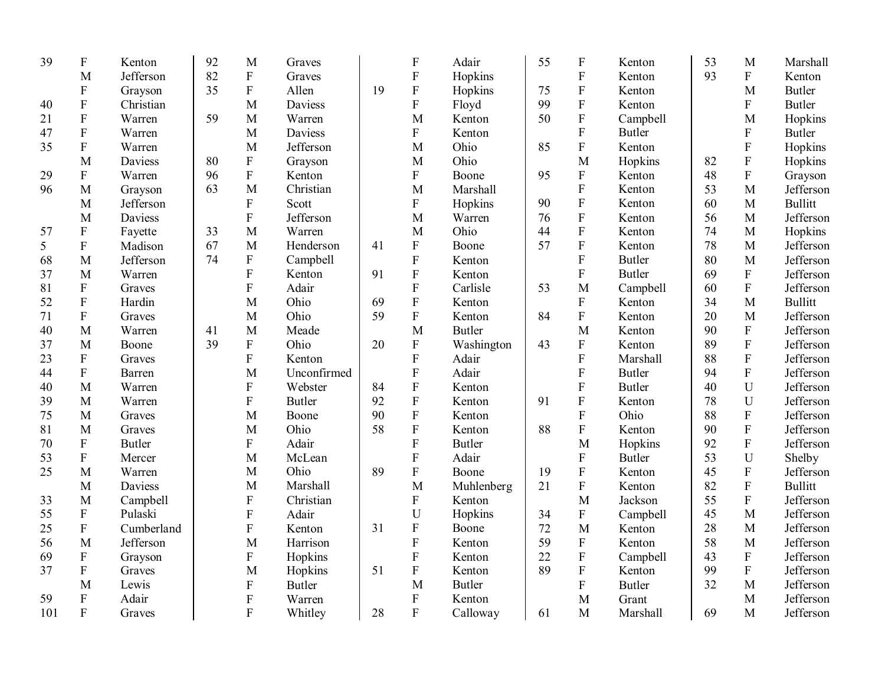| Age | Sex | County |
|---|---|---|
| 39 | F | Kenton |
| | M | Jefferson |
| | F | Grayson |
| 40 | F | Christian |
| 21 | F | Warren |
| 47 | F | Warren |
| 35 | F | Warren |
| | M | Daviess |
| 29 | F | Warren |
| 96 | M | Grayson |
| | M | Jefferson |
| | M | Daviess |
| 57 | F | Fayette |
| 5 | F | Madison |
| 68 | M | Jefferson |
| 37 | M | Warren |
| 81 | F | Graves |
| 52 | F | Hardin |
| 71 | F | Graves |
| 40 | M | Warren |
| 37 | M | Boone |
| 23 | F | Graves |
| 44 | F | Barren |
| 40 | M | Warren |
| 39 | M | Warren |
| 75 | M | Graves |
| 81 | M | Graves |
| 70 | F | Butler |
| 53 | F | Mercer |
| 25 | M | Warren |
| | M | Daviess |
| 33 | M | Campbell |
| 55 | F | Pulaski |
| 25 | F | Cumberland |
| 56 | M | Jefferson |
| 69 | F | Grayson |
| 37 | F | Graves |
| | M | Lewis |
| 59 | F | Adair |
| 101 | F | Graves |
| 92 | M | Graves |
| 82 | F | Graves |
| 35 | F | Allen |
| | M | Daviess |
| 59 | M | Warren |
| | M | Daviess |
| | M | Jefferson |
| 80 | F | Grayson |
| 96 | F | Kenton |
| 63 | M | Christian |
| | F | Scott |
| | F | Jefferson |
| 33 | M | Warren |
| 67 | M | Henderson |
| 74 | F | Campbell |
| | F | Kenton |
| | F | Adair |
| | M | Ohio |
| | M | Ohio |
| 41 | M | Meade |
| 39 | F | Ohio |
| | F | Kenton |
| | M | Unconfirmed |
| | F | Webster |
| | F | Butler |
| | M | Boone |
| | M | Ohio |
| | F | Adair |
| | M | McLean |
| | M | Ohio |
| | M | Marshall |
| | F | Christian |
| | F | Adair |
| | F | Kenton |
| | M | Harrison |
| | F | Hopkins |
| | M | Hopkins |
| | F | Butler |
| | F | Warren |
| | F | Whitley |
| | F | Adair |
| | F | Hopkins |
| 19 | F | Hopkins |
| | F | Floyd |
| | M | Kenton |
| | F | Kenton |
| | M | Ohio |
| | M | Ohio |
| | F | Boone |
| | M | Marshall |
| | F | Hopkins |
| | M | Warren |
| | M | Ohio |
| 41 | F | Boone |
| | F | Kenton |
| 91 | F | Kenton |
| | F | Carlisle |
| 69 | F | Kenton |
| 59 | F | Kenton |
| | M | Butler |
| 20 | F | Washington |
| | F | Adair |
| | F | Adair |
| 84 | F | Kenton |
| 92 | F | Kenton |
| 90 | F | Kenton |
| 58 | F | Kenton |
| | F | Butler |
| | F | Adair |
| 89 | F | Boone |
| | M | Muhlenberg |
| | F | Kenton |
| | U | Hopkins |
| 31 | F | Boone |
| | F | Kenton |
| | F | Kenton |
| 51 | F | Kenton |
| | M | Butler |
| | F | Kenton |
| 28 | F | Calloway |
| 55 | F | Kenton |
| | F | Kenton |
| 75 | F | Kenton |
| 99 | F | Kenton |
| 50 | F | Campbell |
| | F | Butler |
| 85 | F | Kenton |
| | M | Hopkins |
| 95 | F | Kenton |
| | F | Kenton |
| 90 | F | Kenton |
| 76 | F | Kenton |
| 44 | F | Kenton |
| 57 | F | Kenton |
| | F | Butler |
| | F | Butler |
| 53 | M | Campbell |
| | F | Kenton |
| 84 | F | Kenton |
| | M | Kenton |
| 43 | F | Kenton |
| | F | Marshall |
| | F | Butler |
| | F | Butler |
| 91 | F | Kenton |
| | F | Ohio |
| 88 | F | Kenton |
| | M | Hopkins |
| | F | Butler |
| 19 | F | Kenton |
| 21 | F | Kenton |
| | M | Jackson |
| 34 | F | Campbell |
| 72 | M | Kenton |
| 59 | F | Kenton |
| 22 | F | Campbell |
| 89 | F | Kenton |
| | F | Butler |
| | M | Grant |
| 61 | M | Marshall |
| 53 | M | Marshall |
| 93 | F | Kenton |
| | M | Butler |
| | F | Butler |
| | M | Hopkins |
| | F | Butler |
| | F | Hopkins |
| 82 | F | Hopkins |
| 48 | F | Grayson |
| 53 | M | Jefferson |
| 60 | M | Bullitt |
| 56 | M | Jefferson |
| 74 | M | Hopkins |
| 78 | M | Jefferson |
| 80 | M | Jefferson |
| 69 | F | Jefferson |
| 60 | F | Jefferson |
| 34 | M | Bullitt |
| 20 | M | Jefferson |
| 90 | F | Jefferson |
| 89 | F | Jefferson |
| 88 | F | Jefferson |
| 94 | F | Jefferson |
| 40 | U | Jefferson |
| 78 | U | Jefferson |
| 88 | F | Jefferson |
| 90 | F | Jefferson |
| 92 | F | Jefferson |
| 53 | U | Shelby |
| 45 | F | Jefferson |
| 82 | F | Bullitt |
| 55 | F | Jefferson |
| 45 | M | Jefferson |
| 28 | M | Jefferson |
| 58 | M | Jefferson |
| 43 | F | Jefferson |
| 99 | F | Jefferson |
| 32 | M | Jefferson |
| | M | Jefferson |
| 69 | M | Jefferson |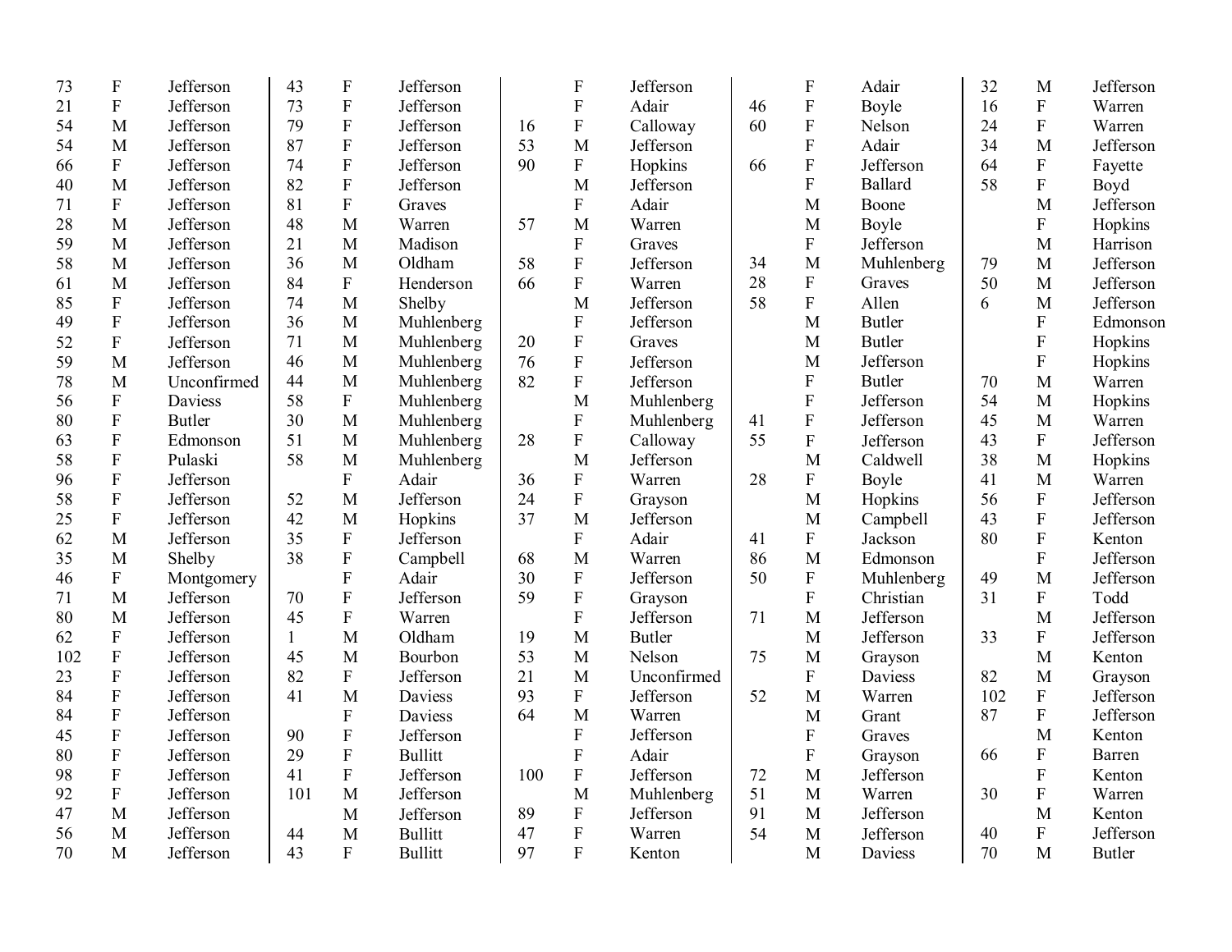| | | | | | | | | | | | | | | |
|---|---|---|---|---|---|---|---|---|---|---|---|---|---|---|
| 73 | F | Jefferson | 43 | F | Jefferson | | F | Jefferson | | F | Adair | 32 | M | Jefferson |
| 21 | F | Jefferson | 73 | F | Jefferson | | F | Adair | 46 | F | Boyle | 16 | F | Warren |
| 54 | M | Jefferson | 79 | F | Jefferson | 16 | F | Calloway | 60 | F | Nelson | 24 | F | Warren |
| 54 | M | Jefferson | 87 | F | Jefferson | 53 | M | Jefferson | | F | Adair | 34 | M | Jefferson |
| 66 | F | Jefferson | 74 | F | Jefferson | 90 | F | Hopkins | 66 | F | Jefferson | 64 | F | Fayette |
| 40 | M | Jefferson | 82 | F | Jefferson | | M | Jefferson | | F | Ballard | 58 | F | Boyd |
| 71 | F | Jefferson | 81 | F | Graves | | F | Adair | | M | Boone | | M | Jefferson |
| 28 | M | Jefferson | 48 | M | Warren | 57 | M | Warren | | M | Boyle | | F | Hopkins |
| 59 | M | Jefferson | 21 | M | Madison | | F | Graves | | F | Jefferson | | M | Harrison |
| 58 | M | Jefferson | 36 | M | Oldham | 58 | F | Jefferson | 34 | M | Muhlenberg | 79 | M | Jefferson |
| 61 | M | Jefferson | 84 | F | Henderson | 66 | F | Warren | 28 | F | Graves | 50 | M | Jefferson |
| 85 | F | Jefferson | 74 | M | Shelby | | M | Jefferson | 58 | F | Allen | 6 | M | Jefferson |
| 49 | F | Jefferson | 36 | M | Muhlenberg | | F | Jefferson | | M | Butler | | F | Edmonson |
| 52 | F | Jefferson | 71 | M | Muhlenberg | 20 | F | Graves | | M | Butler | | F | Hopkins |
| 59 | M | Jefferson | 46 | M | Muhlenberg | 76 | F | Jefferson | | M | Jefferson | | F | Hopkins |
| 78 | M | Unconfirmed | 44 | M | Muhlenberg | 82 | F | Jefferson | | F | Butler | 70 | M | Warren |
| 56 | F | Daviess | 58 | F | Muhlenberg | | M | Muhlenberg | | F | Jefferson | 54 | M | Hopkins |
| 80 | F | Butler | 30 | M | Muhlenberg | | F | Muhlenberg | 41 | F | Jefferson | 45 | M | Warren |
| 63 | F | Edmonson | 51 | M | Muhlenberg | 28 | F | Calloway | 55 | F | Jefferson | 43 | F | Jefferson |
| 58 | F | Pulaski | 58 | M | Muhlenberg | | M | Jefferson | | M | Caldwell | 38 | M | Hopkins |
| 96 | F | Jefferson | | F | Adair | 36 | F | Warren | 28 | F | Boyle | 41 | M | Warren |
| 58 | F | Jefferson | 52 | M | Jefferson | 24 | F | Grayson | | M | Hopkins | 56 | F | Jefferson |
| 25 | F | Jefferson | 42 | M | Hopkins | 37 | M | Jefferson | | M | Campbell | 43 | F | Jefferson |
| 62 | M | Jefferson | 35 | F | Jefferson | | F | Adair | 41 | F | Jackson | 80 | F | Kenton |
| 35 | M | Shelby | 38 | F | Campbell | 68 | M | Warren | 86 | M | Edmonson | | F | Jefferson |
| 46 | F | Montgomery | | F | Adair | 30 | F | Jefferson | 50 | F | Muhlenberg | 49 | M | Jefferson |
| 71 | M | Jefferson | 70 | F | Jefferson | 59 | F | Grayson | | F | Christian | 31 | F | Todd |
| 80 | M | Jefferson | 45 | F | Warren | | F | Jefferson | 71 | M | Jefferson | | M | Jefferson |
| 62 | F | Jefferson | 1 | M | Oldham | 19 | M | Butler | | M | Jefferson | 33 | F | Jefferson |
| 102 | F | Jefferson | 45 | M | Bourbon | 53 | M | Nelson | 75 | M | Grayson | | M | Kenton |
| 23 | F | Jefferson | 82 | F | Jefferson | 21 | M | Unconfirmed | | F | Daviess | 82 | M | Grayson |
| 84 | F | Jefferson | 41 | M | Daviess | 93 | F | Jefferson | 52 | M | Warren | 102 | F | Jefferson |
| 84 | F | Jefferson | | F | Daviess | 64 | M | Warren | | M | Grant | 87 | F | Jefferson |
| 45 | F | Jefferson | 90 | F | Jefferson | | F | Jefferson | | F | Graves | | M | Kenton |
| 80 | F | Jefferson | 29 | F | Bullitt | | F | Adair | | F | Grayson | 66 | F | Barren |
| 98 | F | Jefferson | 41 | F | Jefferson | 100 | F | Jefferson | 72 | M | Jefferson | | F | Kenton |
| 92 | F | Jefferson | 101 | M | Jefferson | | M | Muhlenberg | 51 | M | Warren | 30 | F | Warren |
| 47 | M | Jefferson | | M | Jefferson | 89 | F | Jefferson | 91 | M | Jefferson | | M | Kenton |
| 56 | M | Jefferson | 44 | M | Bullitt | 47 | F | Warren | 54 | M | Jefferson | 40 | F | Jefferson |
| 70 | M | Jefferson | 43 | F | Bullitt | 97 | F | Kenton | | M | Daviess | 70 | M | Butler |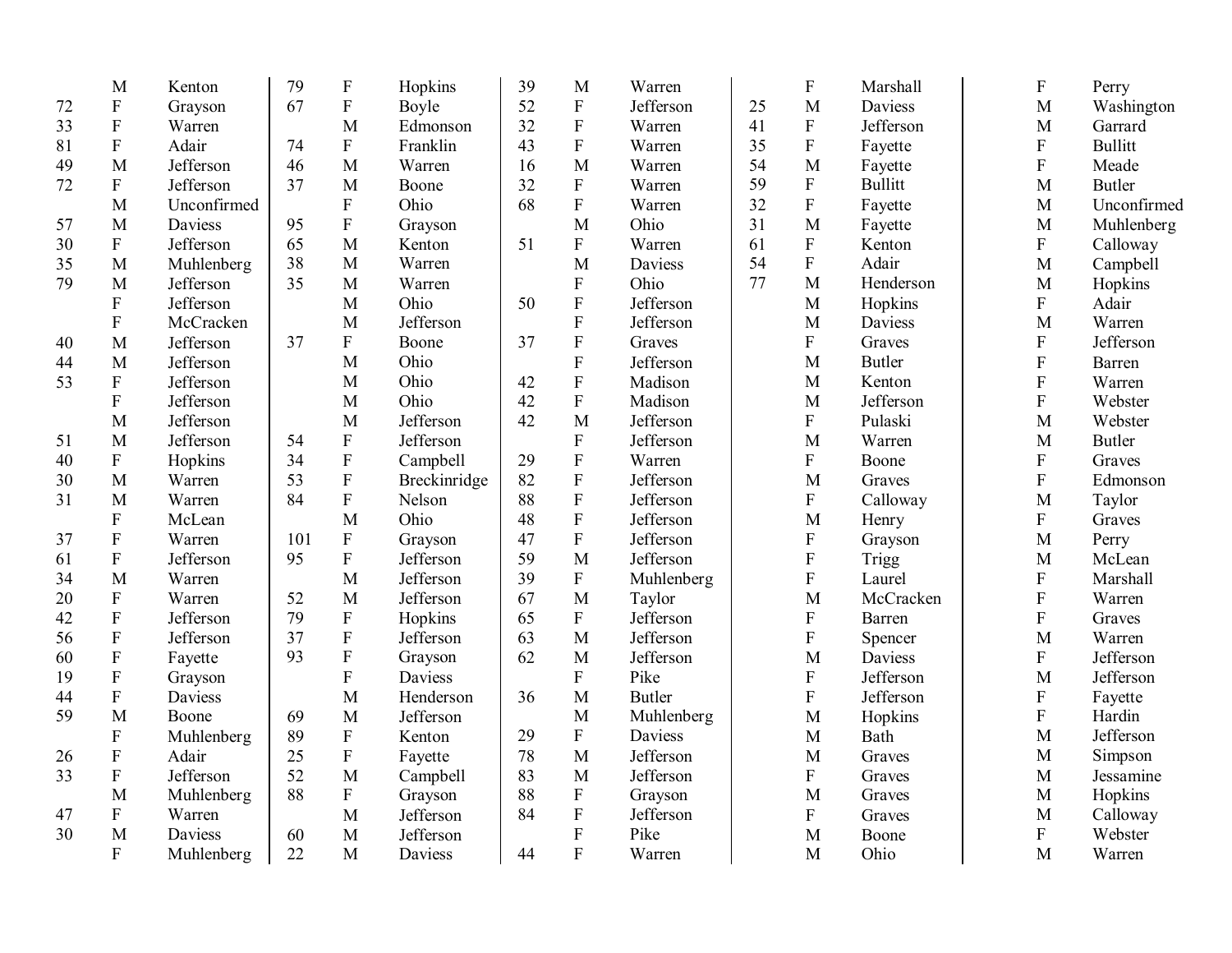| Age | Sex | County |
|---|---|---|
| | M | Kenton |
| 72 | F | Grayson |
| 33 | F | Warren |
| 81 | F | Adair |
| 49 | M | Jefferson |
| 72 | F | Jefferson |
| | M | Unconfirmed |
| 57 | M | Daviess |
| 30 | F | Jefferson |
| 35 | M | Muhlenberg |
| 79 | M | Jefferson |
| | F | Jefferson |
| | F | McCracken |
| 40 | M | Jefferson |
| 44 | M | Jefferson |
| 53 | F | Jefferson |
| | F | Jefferson |
| | M | Jefferson |
| 51 | M | Jefferson |
| 40 | F | Hopkins |
| 30 | M | Warren |
| 31 | M | Warren |
| | F | McLean |
| 37 | F | Warren |
| 61 | F | Jefferson |
| 34 | M | Warren |
| 20 | F | Warren |
| 42 | F | Jefferson |
| 56 | F | Jefferson |
| 60 | F | Fayette |
| 19 | F | Grayson |
| 44 | F | Daviess |
| 59 | M | Boone |
| | F | Muhlenberg |
| 26 | F | Adair |
| 33 | F | Jefferson |
| | M | Muhlenberg |
| 47 | F | Warren |
| 30 | M | Daviess |
| | F | Muhlenberg |
| 79 | F | Hopkins |
| 67 | F | Boyle |
| | M | Edmonson |
| 74 | F | Franklin |
| 46 | M | Warren |
| 37 | M | Boone |
| | F | Ohio |
| 95 | F | Grayson |
| 65 | M | Kenton |
| 38 | M | Warren |
| 35 | M | Warren |
| | M | Ohio |
| | M | Jefferson |
| 37 | F | Boone |
| | M | Ohio |
| | M | Ohio |
| | M | Ohio |
| | M | Jefferson |
| 54 | F | Jefferson |
| 34 | F | Campbell |
| 53 | F | Breckinridge |
| 84 | F | Nelson |
| | M | Ohio |
| 101 | F | Grayson |
| 95 | F | Jefferson |
| | M | Jefferson |
| 52 | M | Jefferson |
| 79 | F | Hopkins |
| 37 | F | Jefferson |
| 93 | F | Grayson |
| | F | Daviess |
| | M | Henderson |
| 69 | M | Jefferson |
| 89 | F | Kenton |
| 25 | F | Fayette |
| 52 | M | Campbell |
| 88 | F | Grayson |
| | M | Jefferson |
| 60 | M | Jefferson |
| 22 | M | Daviess |
| 39 | M | Warren |
| 52 | F | Jefferson |
| 32 | F | Warren |
| 43 | F | Warren |
| 16 | M | Warren |
| 32 | F | Warren |
| 68 | F | Warren |
| | M | Ohio |
| 51 | F | Warren |
| | M | Daviess |
| | F | Ohio |
| 50 | F | Jefferson |
| | F | Jefferson |
| 37 | F | Graves |
| | F | Jefferson |
| 42 | F | Madison |
| 42 | F | Madison |
| 42 | M | Jefferson |
| | F | Jefferson |
| 29 | F | Warren |
| 82 | F | Jefferson |
| 88 | F | Jefferson |
| 48 | F | Jefferson |
| 47 | F | Jefferson |
| 59 | M | Jefferson |
| 39 | F | Muhlenberg |
| 67 | M | Taylor |
| 65 | F | Jefferson |
| 63 | M | Jefferson |
| 62 | M | Jefferson |
| | F | Pike |
| 36 | M | Butler |
| | M | Muhlenberg |
| 29 | F | Daviess |
| 78 | M | Jefferson |
| 83 | M | Jefferson |
| 88 | F | Grayson |
| 84 | F | Jefferson |
| | F | Pike |
| 44 | F | Warren |
| | F | Marshall |
| 25 | M | Daviess |
| 41 | F | Jefferson |
| 35 | F | Fayette |
| 54 | M | Fayette |
| 59 | F | Bullitt |
| 32 | F | Fayette |
| 31 | M | Fayette |
| 61 | F | Kenton |
| 54 | F | Adair |
| 77 | M | Henderson |
| | M | Hopkins |
| | M | Daviess |
| | F | Graves |
| | M | Butler |
| | M | Kenton |
| | M | Jefferson |
| | F | Pulaski |
| | M | Warren |
| | F | Boone |
| | M | Graves |
| | F | Calloway |
| | M | Henry |
| | F | Grayson |
| | F | Trigg |
| | F | Laurel |
| | M | McCracken |
| | F | Barren |
| | F | Spencer |
| | M | Daviess |
| | F | Jefferson |
| | F | Jefferson |
| | M | Hopkins |
| | M | Bath |
| | M | Graves |
| | F | Graves |
| | M | Graves |
| | F | Graves |
| | M | Boone |
| | M | Ohio |
| | F | Perry |
| | M | Washington |
| | M | Garrard |
| | F | Bullitt |
| | F | Meade |
| | M | Butler |
| | M | Unconfirmed |
| | M | Muhlenberg |
| | F | Calloway |
| | M | Campbell |
| | M | Hopkins |
| | F | Adair |
| | M | Warren |
| | F | Jefferson |
| | F | Barren |
| | F | Warren |
| | F | Webster |
| | M | Webster |
| | M | Butler |
| | F | Graves |
| | F | Edmonson |
| | M | Taylor |
| | F | Graves |
| | M | Perry |
| | M | McLean |
| | F | Marshall |
| | F | Warren |
| | F | Graves |
| | M | Warren |
| | F | Jefferson |
| | M | Jefferson |
| | F | Fayette |
| | F | Hardin |
| | M | Jefferson |
| | M | Simpson |
| | M | Jessamine |
| | M | Hopkins |
| | M | Calloway |
| | F | Webster |
| | M | Warren |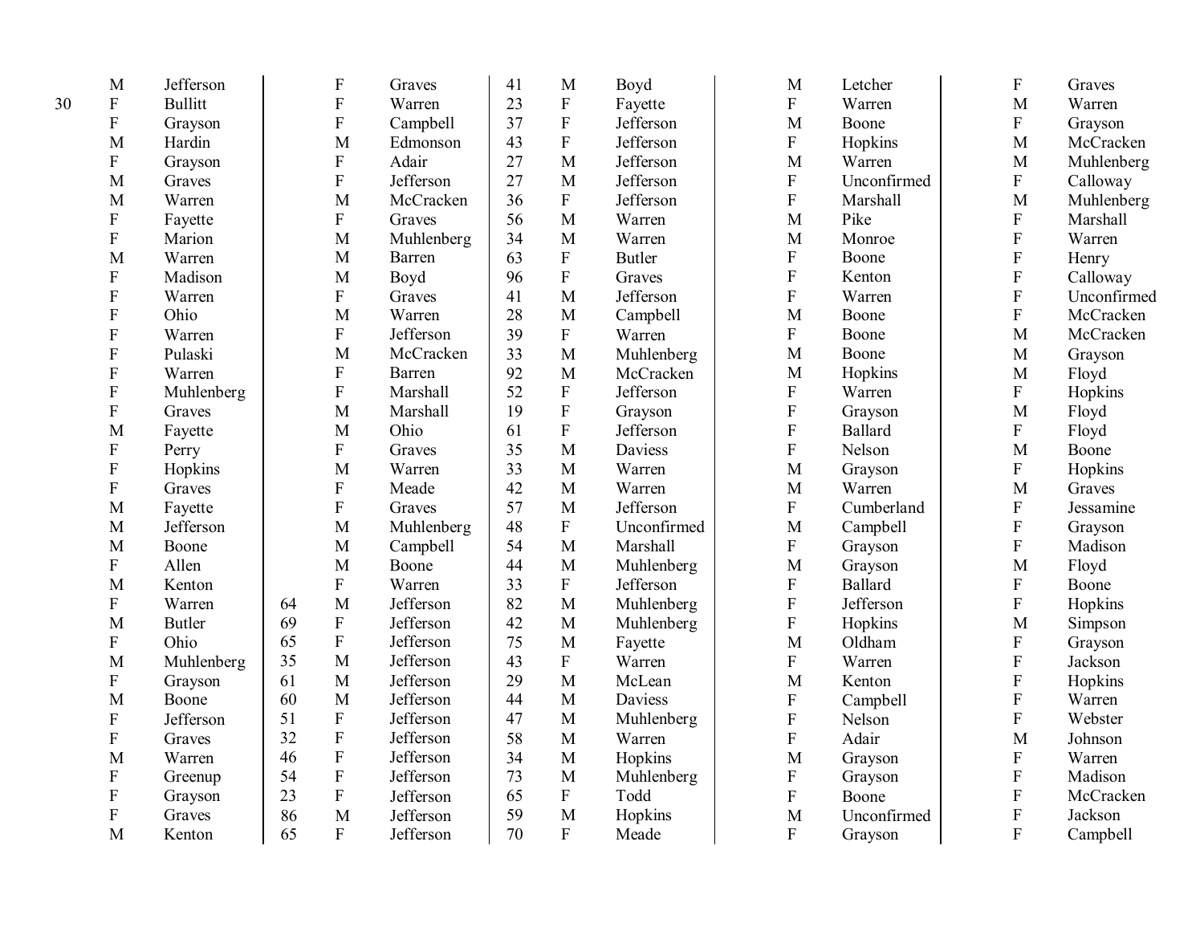| | | |
|---|---|---|
| | M | Jefferson |
| 30 | F | Bullitt |
| | F | Grayson |
| | M | Hardin |
| | F | Grayson |
| | M | Graves |
| | M | Warren |
| | F | Fayette |
| | F | Marion |
| | M | Warren |
| | F | Madison |
| | F | Warren |
| | F | Ohio |
| | F | Warren |
| | F | Pulaski |
| | F | Warren |
| | F | Muhlenberg |
| | F | Graves |
| | M | Fayette |
| | F | Perry |
| | F | Hopkins |
| | F | Graves |
| | M | Fayette |
| | M | Jefferson |
| | M | Boone |
| | F | Allen |
| | M | Kenton |
| | F | Warren |
| | M | Butler |
| | F | Ohio |
| | M | Muhlenberg |
| | F | Grayson |
| | M | Boone |
| | F | Jefferson |
| | F | Graves |
| | M | Warren |
| | F | Greenup |
| | F | Grayson |
| | F | Graves |
| | M | Kenton |
| | F | Graves |
| | F | Warren |
| | F | Campbell |
| | M | Edmonson |
| | F | Adair |
| | F | Jefferson |
| | M | McCracken |
| | F | Graves |
| | M | Muhlenberg |
| | M | Barren |
| | M | Boyd |
| | F | Graves |
| | M | Warren |
| | F | Jefferson |
| | M | McCracken |
| | F | Barren |
| | F | Marshall |
| | M | Marshall |
| | M | Ohio |
| | F | Graves |
| | M | Warren |
| | F | Meade |
| | F | Graves |
| | M | Muhlenberg |
| | M | Campbell |
| | M | Boone |
| | F | Warren |
| 64 | M | Jefferson |
| 69 | F | Jefferson |
| 65 | F | Jefferson |
| 35 | M | Jefferson |
| 61 | M | Jefferson |
| 60 | M | Jefferson |
| 51 | F | Jefferson |
| 32 | F | Jefferson |
| 46 | F | Jefferson |
| 54 | F | Jefferson |
| 23 | F | Jefferson |
| 86 | M | Jefferson |
| 65 | F | Jefferson |
| 41 | M | Boyd |
| 23 | F | Fayette |
| 37 | F | Jefferson |
| 43 | F | Jefferson |
| 27 | M | Jefferson |
| 27 | M | Jefferson |
| 36 | F | Jefferson |
| 56 | M | Warren |
| 34 | M | Warren |
| 63 | F | Butler |
| 96 | F | Graves |
| 41 | M | Jefferson |
| 28 | M | Campbell |
| 39 | F | Warren |
| 33 | M | Muhlenberg |
| 92 | M | McCracken |
| 52 | F | Jefferson |
| 19 | F | Grayson |
| 61 | F | Jefferson |
| 35 | M | Daviess |
| 33 | M | Warren |
| 42 | M | Warren |
| 57 | M | Jefferson |
| 48 | F | Unconfirmed |
| 54 | M | Marshall |
| 44 | M | Muhlenberg |
| 33 | F | Jefferson |
| 82 | M | Muhlenberg |
| 42 | M | Muhlenberg |
| 75 | M | Fayette |
| 43 | F | Warren |
| 29 | M | McLean |
| 44 | M | Daviess |
| 47 | M | Muhlenberg |
| 58 | M | Warren |
| 34 | M | Hopkins |
| 73 | M | Muhlenberg |
| 65 | F | Todd |
| 59 | M | Hopkins |
| 70 | F | Meade |
| | M | Letcher |
| | F | Warren |
| | M | Boone |
| | F | Hopkins |
| | M | Warren |
| | F | Unconfirmed |
| | F | Marshall |
| | M | Pike |
| | M | Monroe |
| | F | Boone |
| | F | Kenton |
| | F | Warren |
| | M | Boone |
| | F | Boone |
| | M | Boone |
| | M | Hopkins |
| | F | Warren |
| | F | Grayson |
| | F | Ballard |
| | F | Nelson |
| | M | Grayson |
| | M | Warren |
| | F | Cumberland |
| | M | Campbell |
| | F | Grayson |
| | M | Grayson |
| | F | Ballard |
| | F | Jefferson |
| | F | Hopkins |
| | M | Oldham |
| | F | Warren |
| | M | Kenton |
| | F | Campbell |
| | F | Nelson |
| | F | Adair |
| | M | Grayson |
| | F | Grayson |
| | F | Boone |
| | M | Unconfirmed |
| | F | Grayson |
| | F | Graves |
| | M | Warren |
| | F | Grayson |
| | M | McCracken |
| | M | Muhlenberg |
| | F | Calloway |
| | M | Muhlenberg |
| | F | Marshall |
| | F | Warren |
| | F | Henry |
| | F | Calloway |
| | F | Unconfirmed |
| | F | McCracken |
| | M | McCracken |
| | M | Grayson |
| | M | Floyd |
| | F | Hopkins |
| | M | Floyd |
| | F | Floyd |
| | M | Boone |
| | F | Hopkins |
| | M | Graves |
| | F | Jessamine |
| | F | Grayson |
| | F | Madison |
| | M | Floyd |
| | F | Boone |
| | F | Hopkins |
| | M | Simpson |
| | F | Grayson |
| | F | Jackson |
| | F | Hopkins |
| | F | Warren |
| | F | Webster |
| | M | Johnson |
| | F | Warren |
| | F | Madison |
| | F | McCracken |
| | F | Jackson |
| | F | Campbell |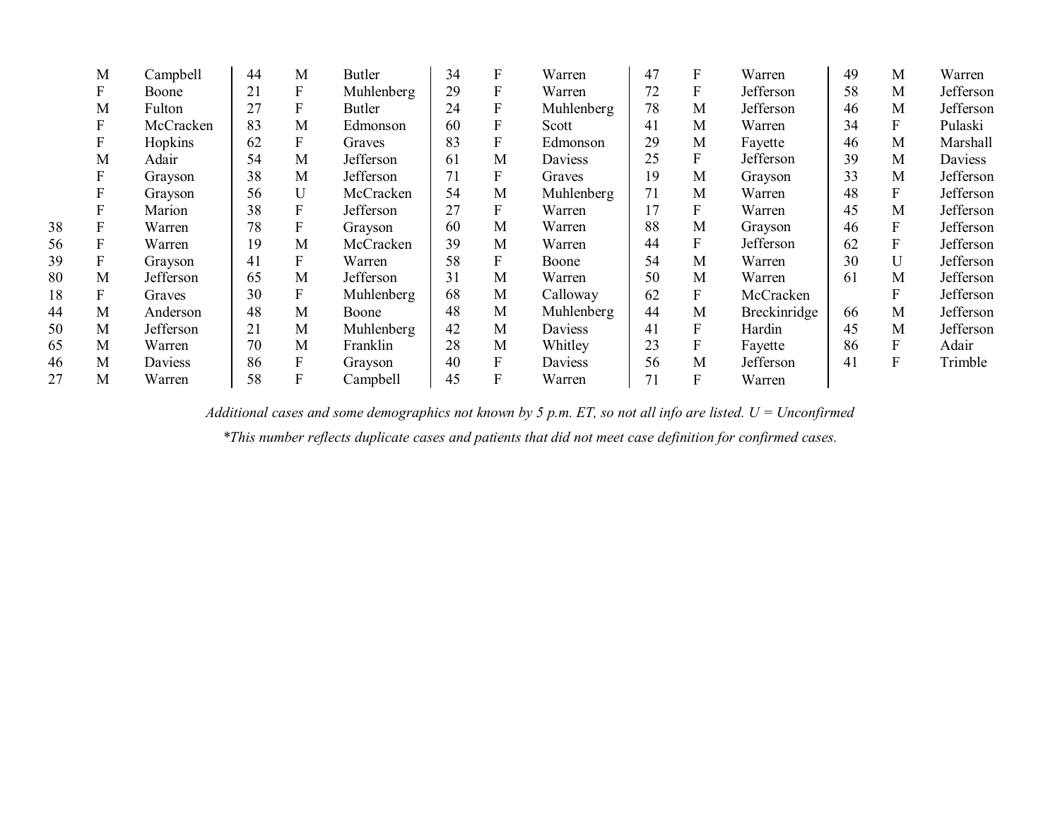| Age | Sex | County | Age | Sex | County | Age | Sex | County | Age | Sex | County | Age | Sex | County |
|---|---|---|---|---|---|---|---|---|---|---|---|---|---|---|
| | M | Campbell | 44 | M | Butler | 34 | F | Warren | 47 | F | Warren | 49 | M | Warren |
| | F | Boone | 21 | F | Muhlenberg | 29 | F | Warren | 72 | F | Jefferson | 58 | M | Jefferson |
| | M | Fulton | 27 | F | Butler | 24 | F | Muhlenberg | 78 | M | Jefferson | 46 | M | Jefferson |
| | F | McCracken | 83 | M | Edmonson | 60 | F | Scott | 41 | M | Warren | 34 | F | Pulaski |
| | F | Hopkins | 62 | F | Graves | 83 | F | Edmonson | 29 | M | Fayette | 46 | M | Marshall |
| | M | Adair | 54 | M | Jefferson | 61 | M | Daviess | 25 | F | Jefferson | 39 | M | Daviess |
| | F | Grayson | 38 | M | Jefferson | 71 | F | Graves | 19 | M | Grayson | 33 | M | Jefferson |
| | F | Grayson | 56 | U | McCracken | 54 | M | Muhlenberg | 71 | M | Warren | 48 | F | Jefferson |
| | F | Marion | 38 | F | Jefferson | 27 | F | Warren | 17 | F | Warren | 45 | M | Jefferson |
| 38 | F | Warren | 78 | F | Grayson | 60 | M | Warren | 88 | M | Grayson | 46 | F | Jefferson |
| 56 | F | Warren | 19 | M | McCracken | 39 | M | Warren | 44 | F | Jefferson | 62 | F | Jefferson |
| 39 | F | Grayson | 41 | F | Warren | 58 | F | Boone | 54 | M | Warren | 30 | U | Jefferson |
| 80 | M | Jefferson | 65 | M | Jefferson | 31 | M | Warren | 50 | M | Warren | 61 | M | Jefferson |
| 18 | F | Graves | 30 | F | Muhlenberg | 68 | M | Calloway | 62 | F | McCracken | | F | Jefferson |
| 44 | M | Anderson | 48 | M | Boone | 48 | M | Muhlenberg | 44 | M | Breckinridge | 66 | M | Jefferson |
| 50 | M | Jefferson | 21 | M | Muhlenberg | 42 | M | Daviess | 41 | F | Hardin | 45 | M | Jefferson |
| 65 | M | Warren | 70 | M | Franklin | 28 | M | Whitley | 23 | F | Fayette | 86 | F | Adair |
| 46 | M | Daviess | 86 | F | Grayson | 40 | F | Daviess | 56 | M | Jefferson | 41 | F | Trimble |
| 27 | M | Warren | 58 | F | Campbell | 45 | F | Warren | 71 | F | Warren | | | |

*Additional cases and some demographics not known by 5 p.m. ET, so not all info are listed. U = Unconfirmed*

*\*This number reflects duplicate cases and patients that did not meet case definition for confirmed cases.*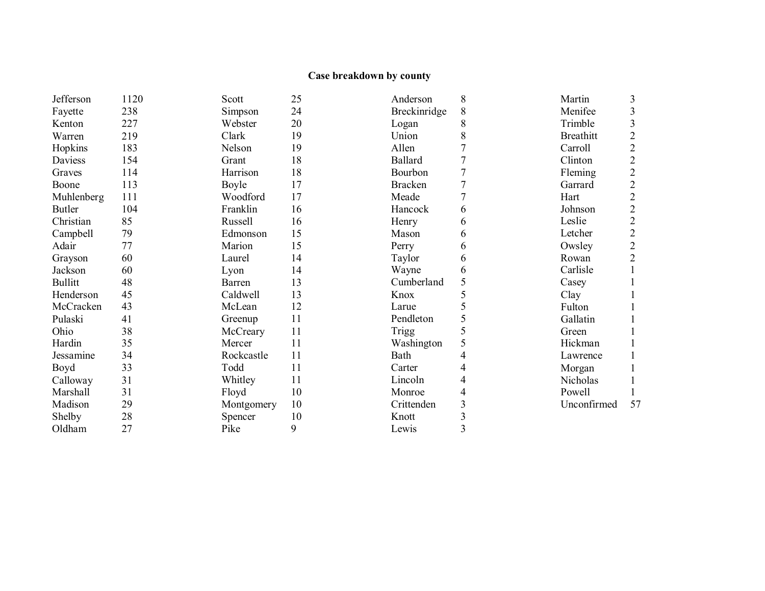**Case breakdown by county**

| County | Cases | County | Cases | County | Cases | County | Cases |
|---|---|---|---|---|---|---|---|
| Jefferson | 1120 | Scott | 25 | Anderson | 8 | Martin | 3 |
| Fayette | 238 | Simpson | 24 | Breckinridge | 8 | Menifee | 3 |
| Kenton | 227 | Webster | 20 | Logan | 8 | Trimble | 3 |
| Warren | 219 | Clark | 19 | Union | 8 | Breathitt | 2 |
| Hopkins | 183 | Nelson | 19 | Allen | 7 | Carroll | 2 |
| Daviess | 154 | Grant | 18 | Ballard | 7 | Clinton | 2 |
| Graves | 114 | Harrison | 18 | Bourbon | 7 | Fleming | 2 |
| Boone | 113 | Boyle | 17 | Bracken | 7 | Garrard | 2 |
| Muhlenberg | 111 | Woodford | 17 | Meade | 7 | Hart | 2 |
| Butler | 104 | Franklin | 16 | Hancock | 6 | Johnson | 2 |
| Christian | 85 | Russell | 16 | Henry | 6 | Leslie | 2 |
| Campbell | 79 | Edmonson | 15 | Mason | 6 | Letcher | 2 |
| Adair | 77 | Marion | 15 | Perry | 6 | Owsley | 2 |
| Grayson | 60 | Laurel | 14 | Taylor | 6 | Rowan | 2 |
| Jackson | 60 | Lyon | 14 | Wayne | 6 | Carlisle | 1 |
| Bullitt | 48 | Barren | 13 | Cumberland | 5 | Casey | 1 |
| Henderson | 45 | Caldwell | 13 | Knox | 5 | Clay | 1 |
| McCracken | 43 | McLean | 12 | Larue | 5 | Fulton | 1 |
| Pulaski | 41 | Greenup | 11 | Pendleton | 5 | Gallatin | 1 |
| Ohio | 38 | McCreary | 11 | Trigg | 5 | Green | 1 |
| Hardin | 35 | Mercer | 11 | Washington | 5 | Hickman | 1 |
| Jessamine | 34 | Rockcastle | 11 | Bath | 4 | Lawrence | 1 |
| Boyd | 33 | Todd | 11 | Carter | 4 | Morgan | 1 |
| Calloway | 31 | Whitley | 11 | Lincoln | 4 | Nicholas | 1 |
| Marshall | 31 | Floyd | 10 | Monroe | 4 | Powell | 1 |
| Madison | 29 | Montgomery | 10 | Crittenden | 3 | Unconfirmed | 57 |
| Shelby | 28 | Spencer | 10 | Knott | 3 | | |
| Oldham | 27 | Pike | 9 | Lewis | 3 | | |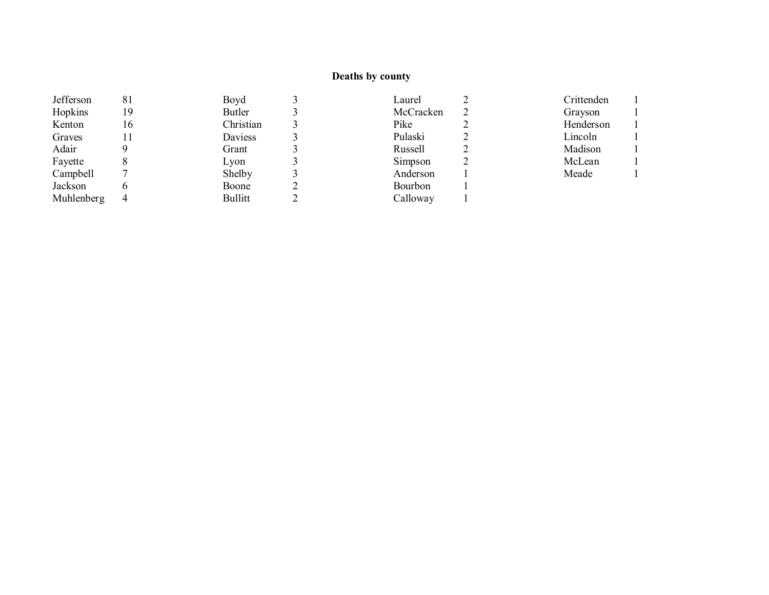**Deaths by county**

| County | Deaths | County | Deaths | County | Deaths | County | Deaths |
|---|---|---|---|---|---|---|---|
| Jefferson | 81 | Boyd | 3 | Laurel | 2 | Crittenden | 1 |
| Hopkins | 19 | Butler | 3 | McCracken | 2 | Grayson | 1 |
| Kenton | 16 | Christian | 3 | Pike | 2 | Henderson | 1 |
| Graves | 11 | Daviess | 3 | Pulaski | 2 | Lincoln | 1 |
| Adair | 9 | Grant | 3 | Russell | 2 | Madison | 1 |
| Fayette | 8 | Lyon | 3 | Simpson | 2 | McLean | 1 |
| Campbell | 7 | Shelby | 3 | Anderson | 1 | Meade | 1 |
| Jackson | 6 | Boone | 2 | Bourbon | 1 | | |
| Muhlenberg | 4 | Bullitt | 2 | Calloway | 1 | | |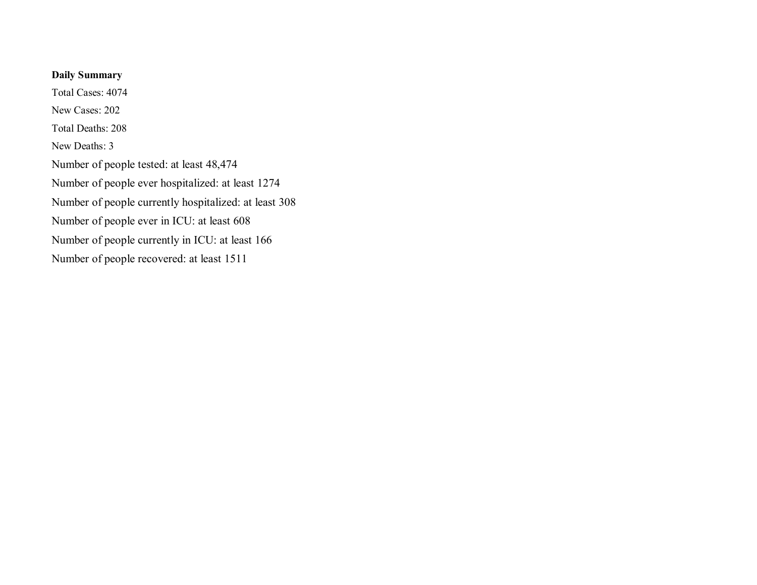**Daily Summary**

Total Cases: 4074

New Cases: 202

Total Deaths: 208

New Deaths: 3

Number of people tested: at least 48,474

Number of people ever hospitalized: at least 1274

Number of people currently hospitalized: at least 308

Number of people ever in ICU: at least 608

Number of people currently in ICU: at least 166

Number of people recovered: at least 1511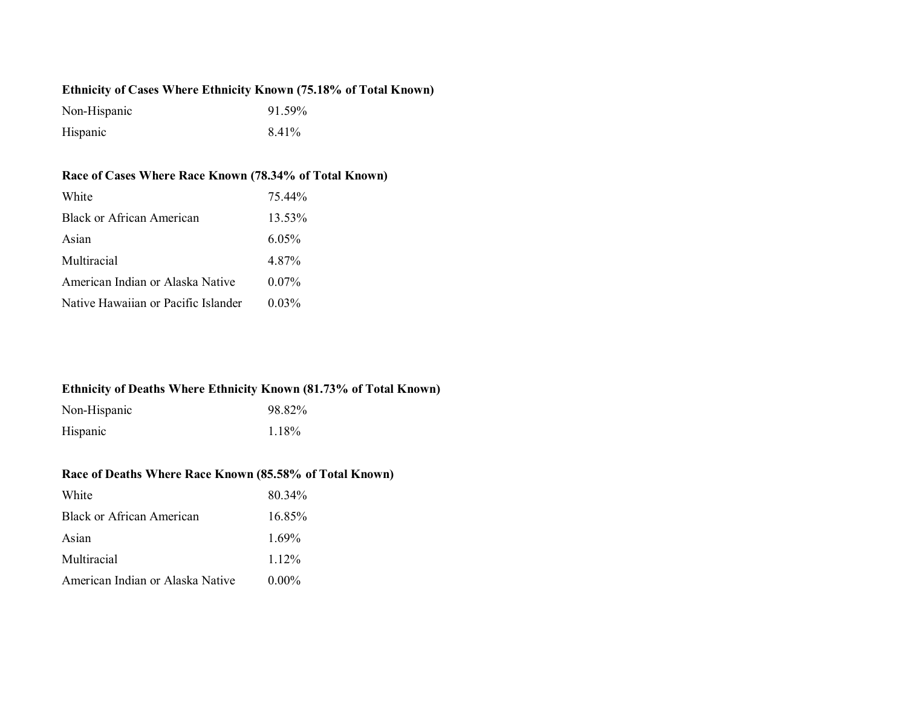**Ethnicity of Cases Where Ethnicity Known (75.18% of Total Known)**

| | |
|---|---|
| Non-Hispanic | 91.59% |
| Hispanic | 8.41% |

**Race of Cases Where Race Known (78.34% of Total Known)**

| | |
|---|---|
| White | 75.44% |
| Black or African American | 13.53% |
| Asian | 6.05% |
| Multiracial | 4.87% |
| American Indian or Alaska Native | 0.07% |
| Native Hawaiian or Pacific Islander | 0.03% |

**Ethnicity of Deaths Where Ethnicity Known (81.73% of Total Known)**

| | |
|---|---|
| Non-Hispanic | 98.82% |
| Hispanic | 1.18% |

**Race of Deaths Where Race Known (85.58% of Total Known)**

| | |
|---|---|
| White | 80.34% |
| Black or African American | 16.85% |
| Asian | 1.69% |
| Multiracial | 1.12% |
| American Indian or Alaska Native | 0.00% |